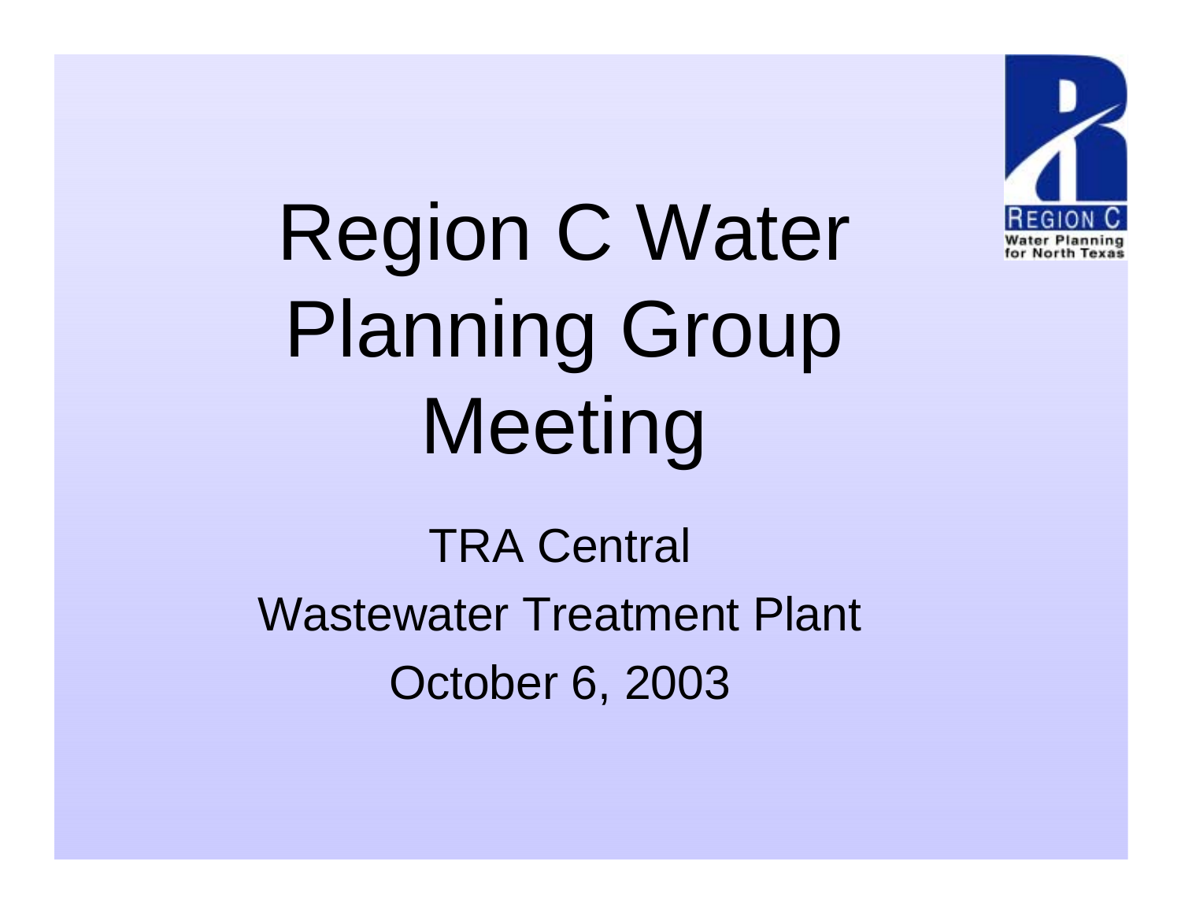# Region C Water Planning Group Meeting

TRA Central

Wastewater Treatment Plant

October 6, 2003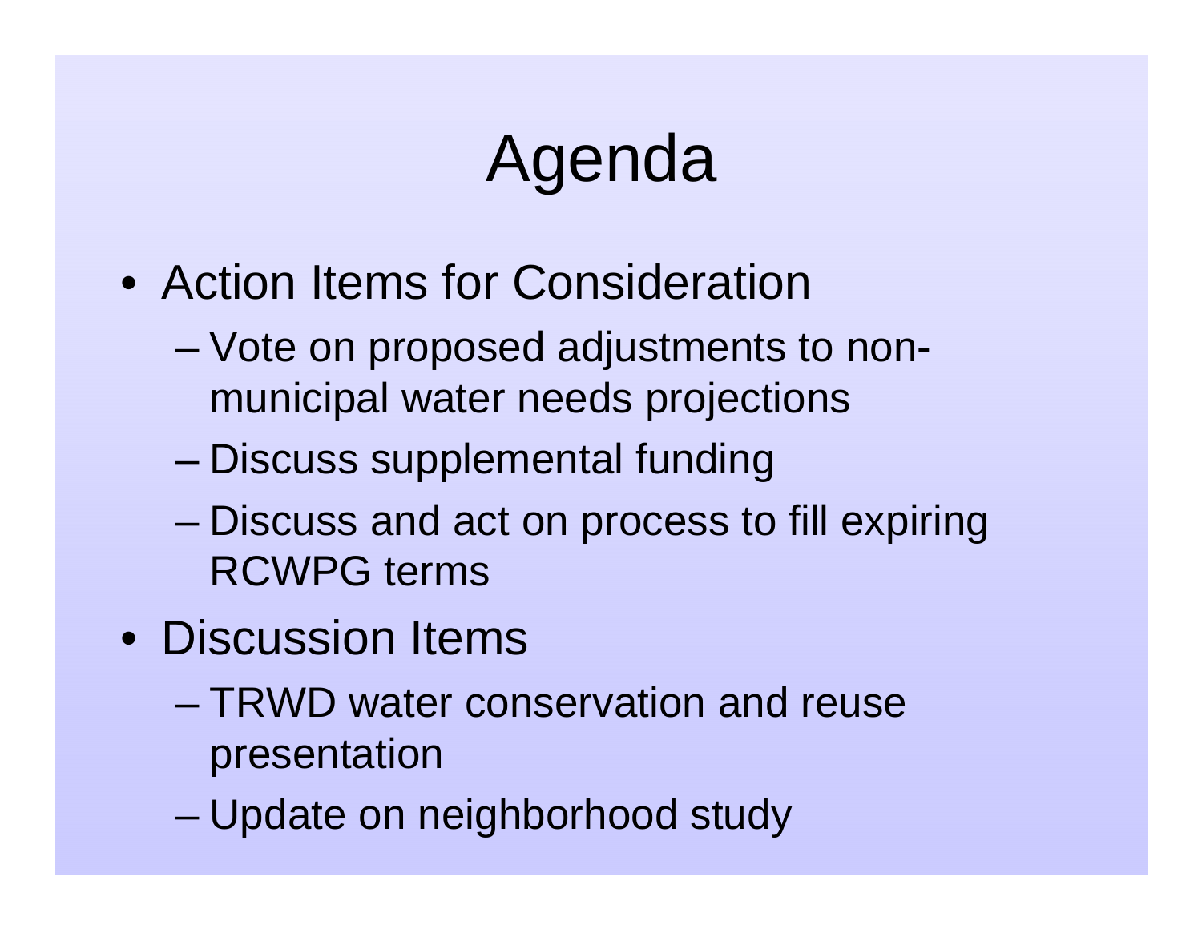# Agenda

- Action Items for Consideration
  - Vote on proposed adjustments to non-municipal water needs projections
  - Discuss supplemental funding
  - Discuss and act on process to fill expiring RCWPG terms
- Discussion Items
  - TRWD water conservation and reuse presentation
  - Update on neighborhood study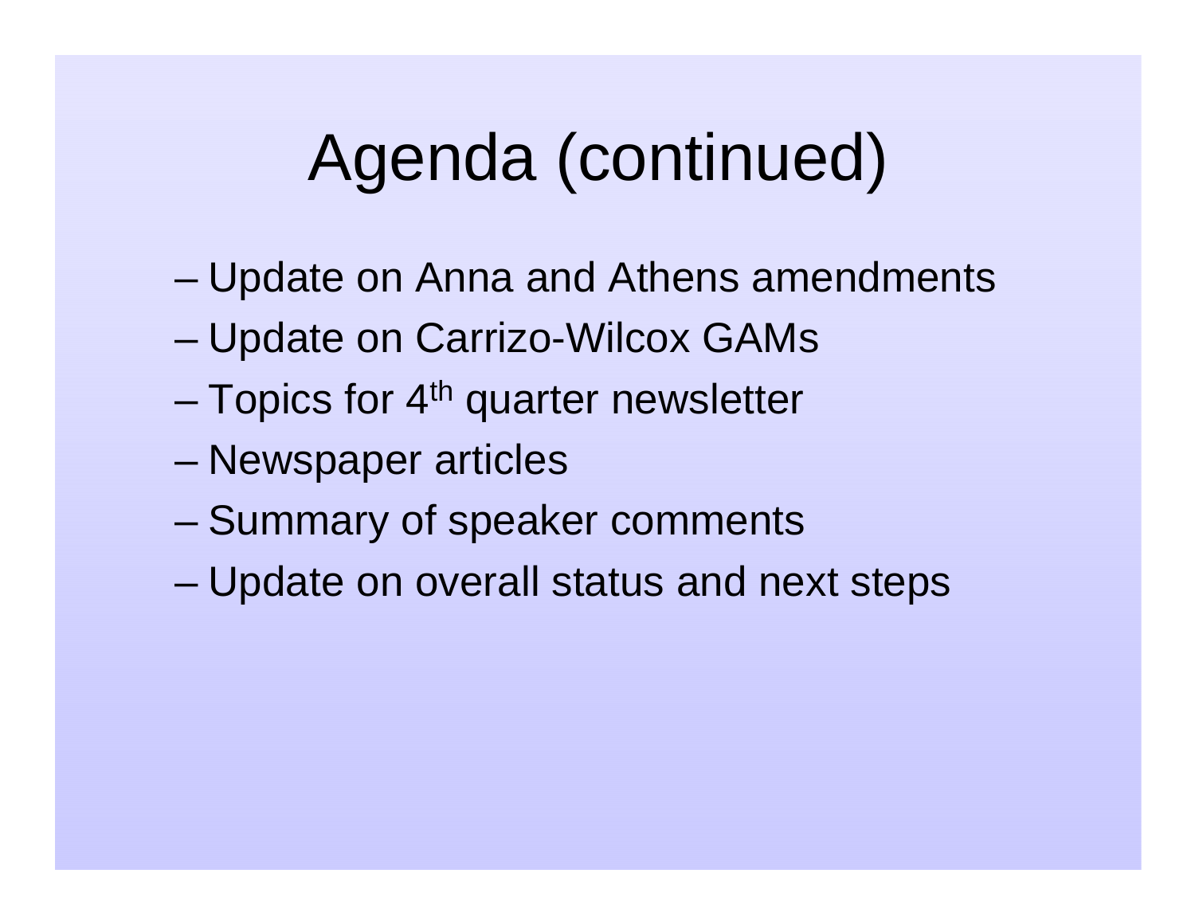# Agenda (continued)

- Update on Anna and Athens amendments
- Update on Carrizo-Wilcox GAMs
- Topics for 4th quarter newsletter
- Newspaper articles
- Summary of speaker comments
- Update on overall status and next steps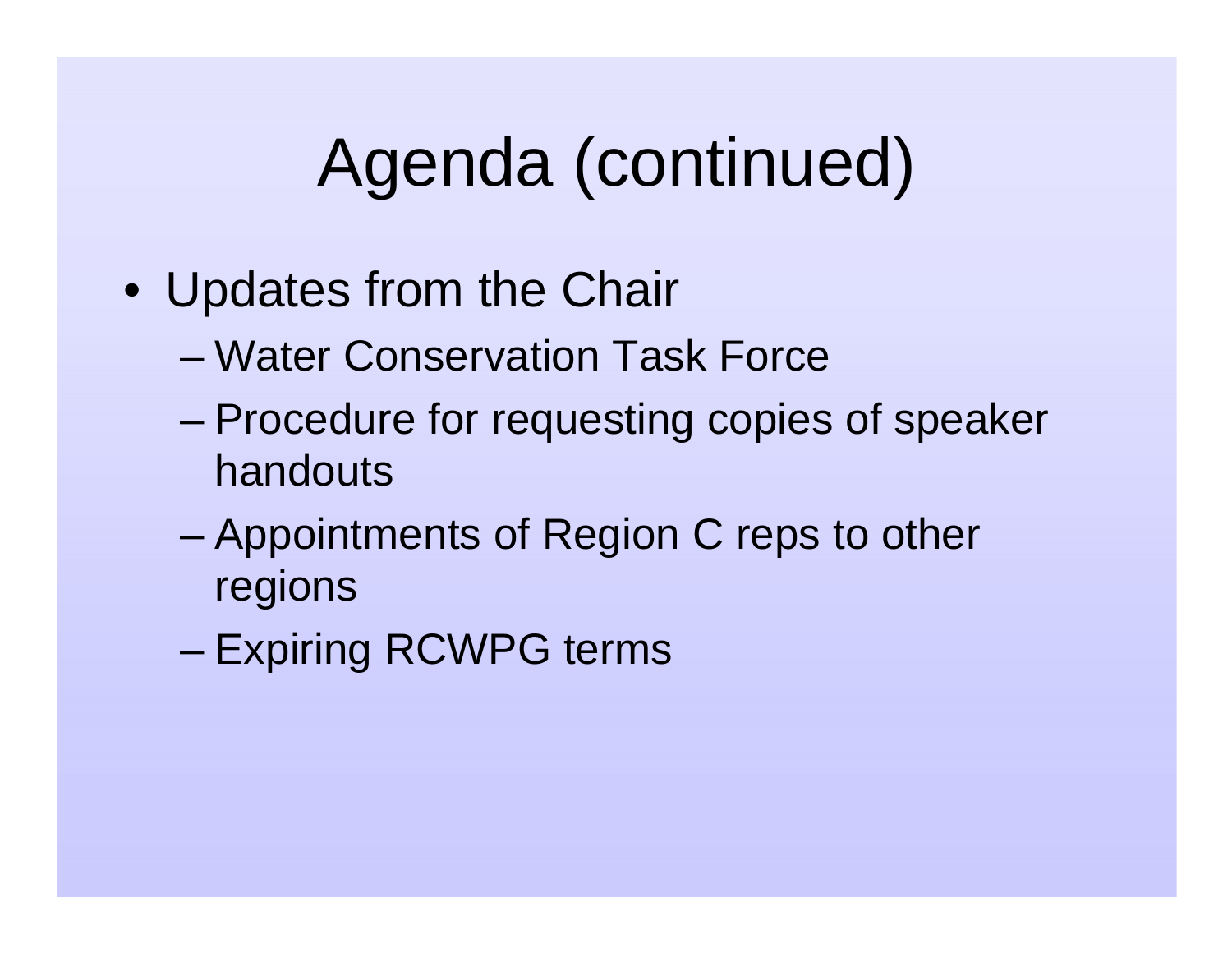# Agenda (continued)

- Updates from the Chair
  - Water Conservation Task Force
  - Procedure for requesting copies of speaker handouts
  - Appointments of Region C reps to other regions
  - Expiring RCWPG terms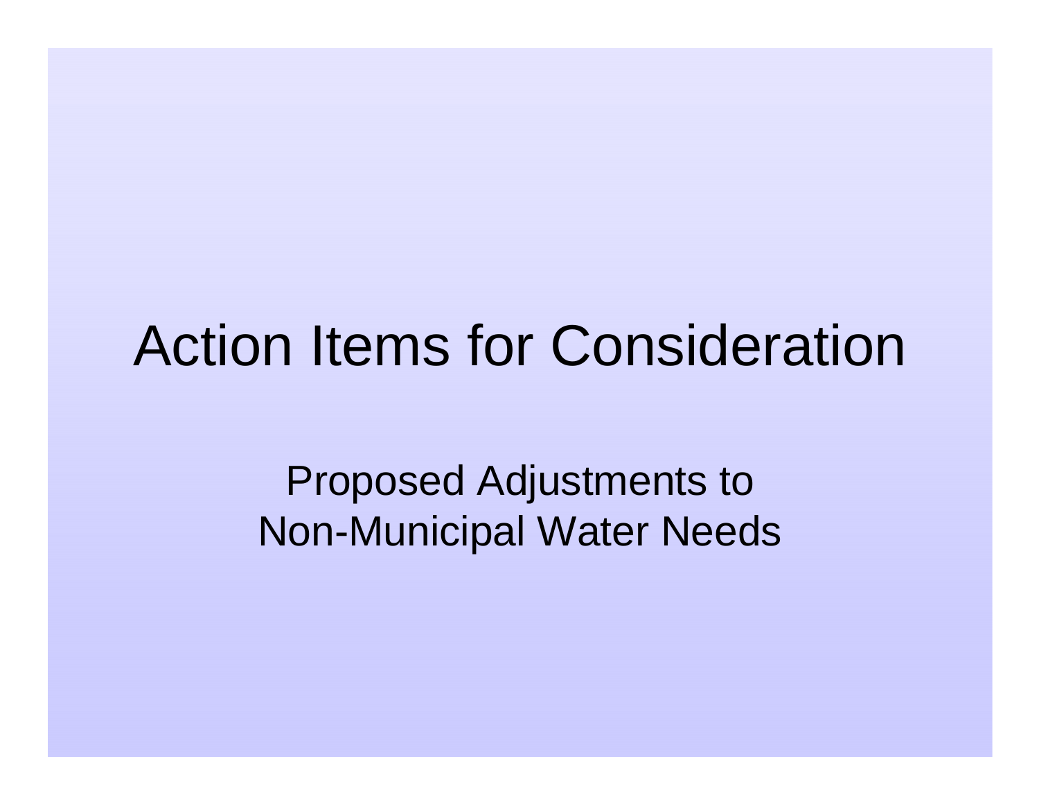# Action Items for Consideration

Proposed Adjustments to
Non-Municipal Water Needs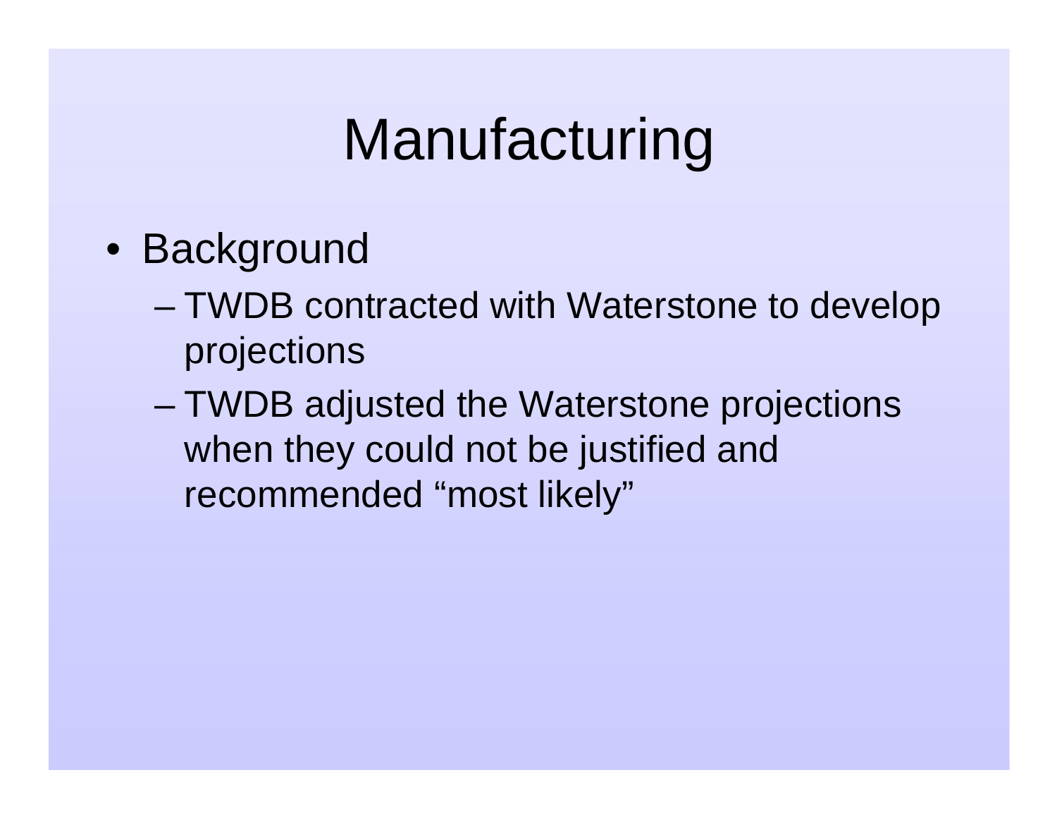# Manufacturing

- Background
  - TWDB contracted with Waterstone to develop projections
  - TWDB adjusted the Waterstone projections when they could not be justified and recommended “most likely”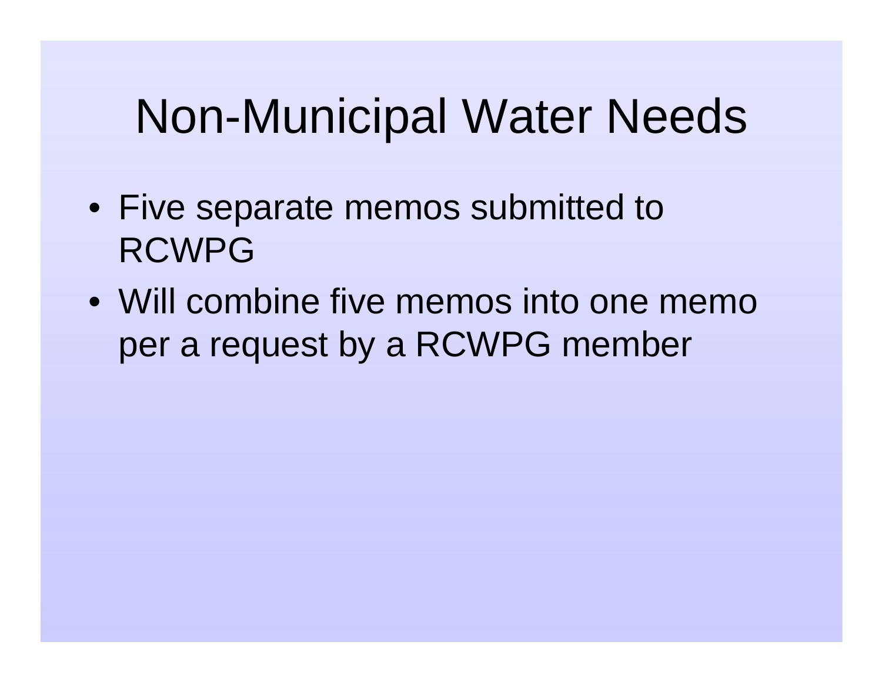# Non-Municipal Water Needs

- Five separate memos submitted to RCWPG
- Will combine five memos into one memo per a request by a RCWPG member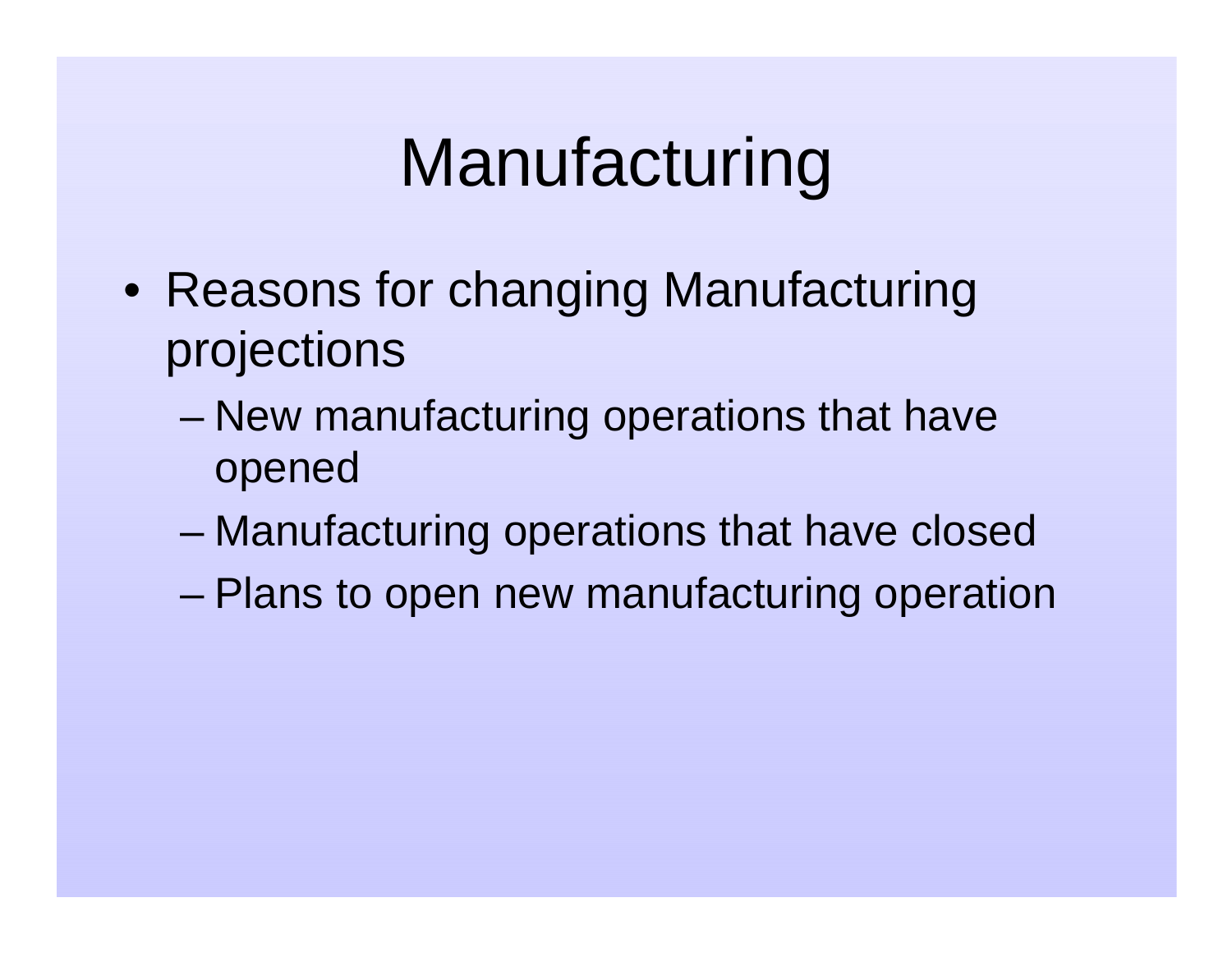# Manufacturing

- Reasons for changing Manufacturing projections
  - New manufacturing operations that have opened
  - Manufacturing operations that have closed
  - Plans to open new manufacturing operation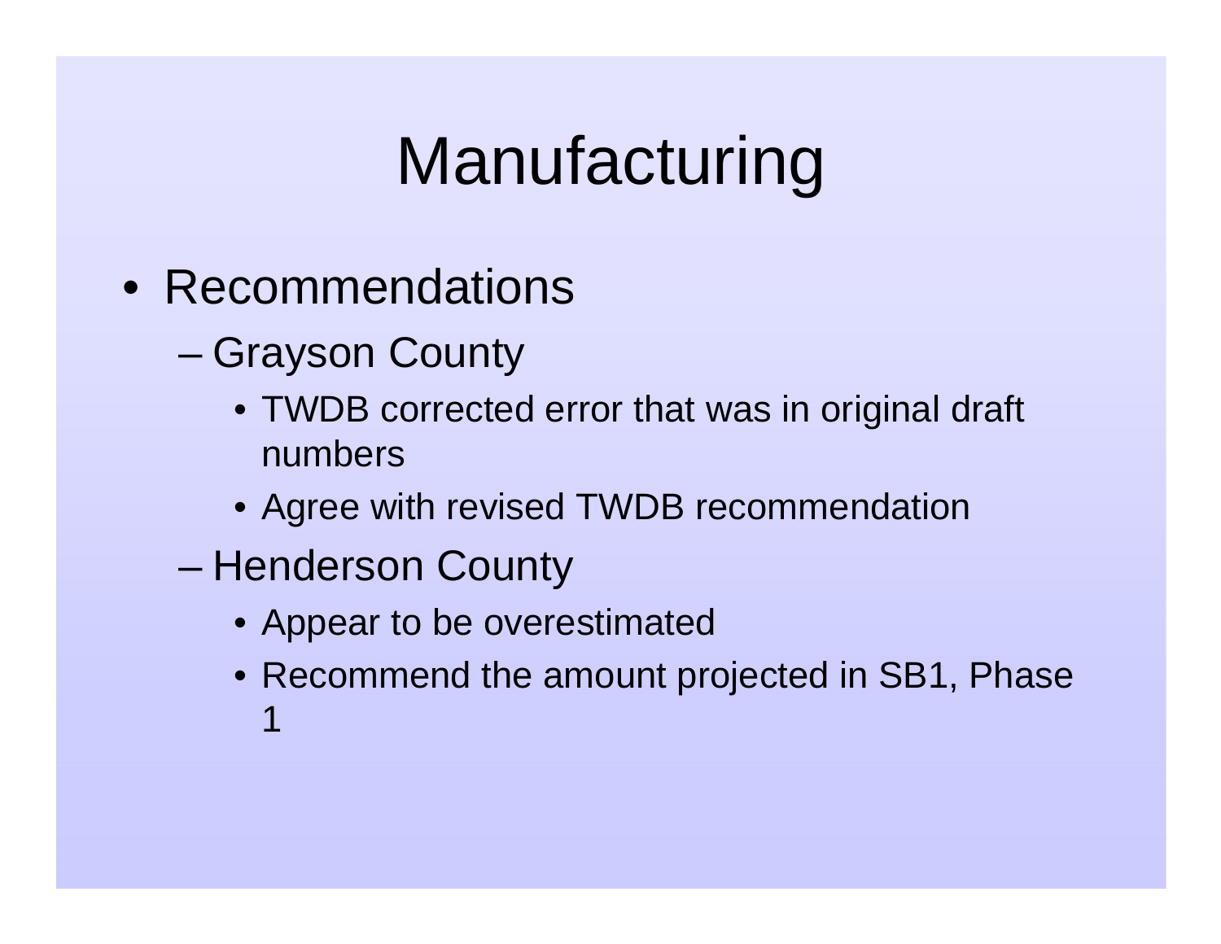# Manufacturing

- Recommendations
  - Grayson County
    - TWDB corrected error that was in original draft numbers
    - Agree with revised TWDB recommendation
  - Henderson County
    - Appear to be overestimated
    - Recommend the amount projected in SB1, Phase 1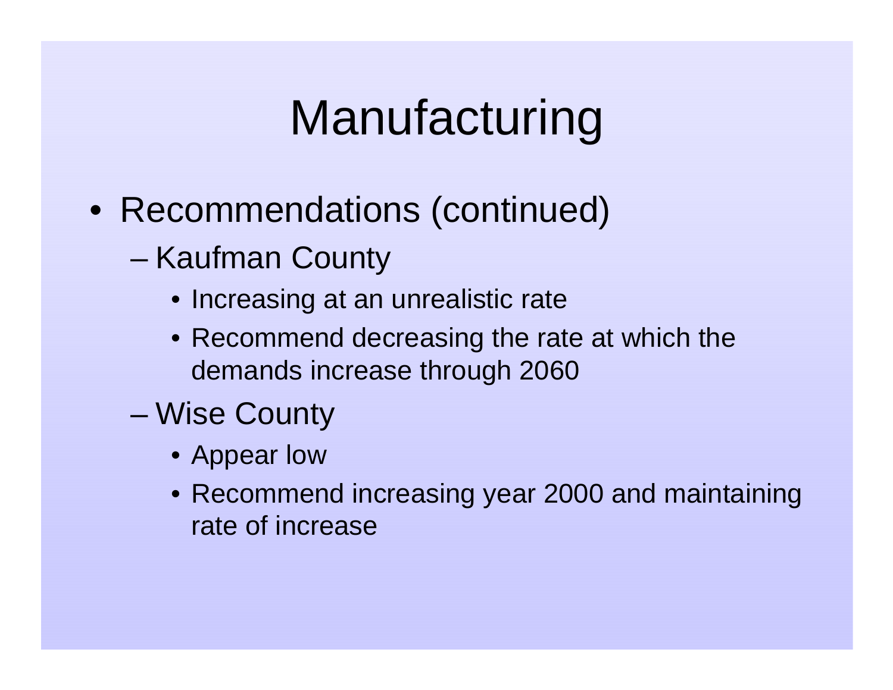# Manufacturing

- Recommendations (continued)
  - Kaufman County
    - Increasing at an unrealistic rate
    - Recommend decreasing the rate at which the demands increase through 2060
  - Wise County
    - Appear low
    - Recommend increasing year 2000 and maintaining rate of increase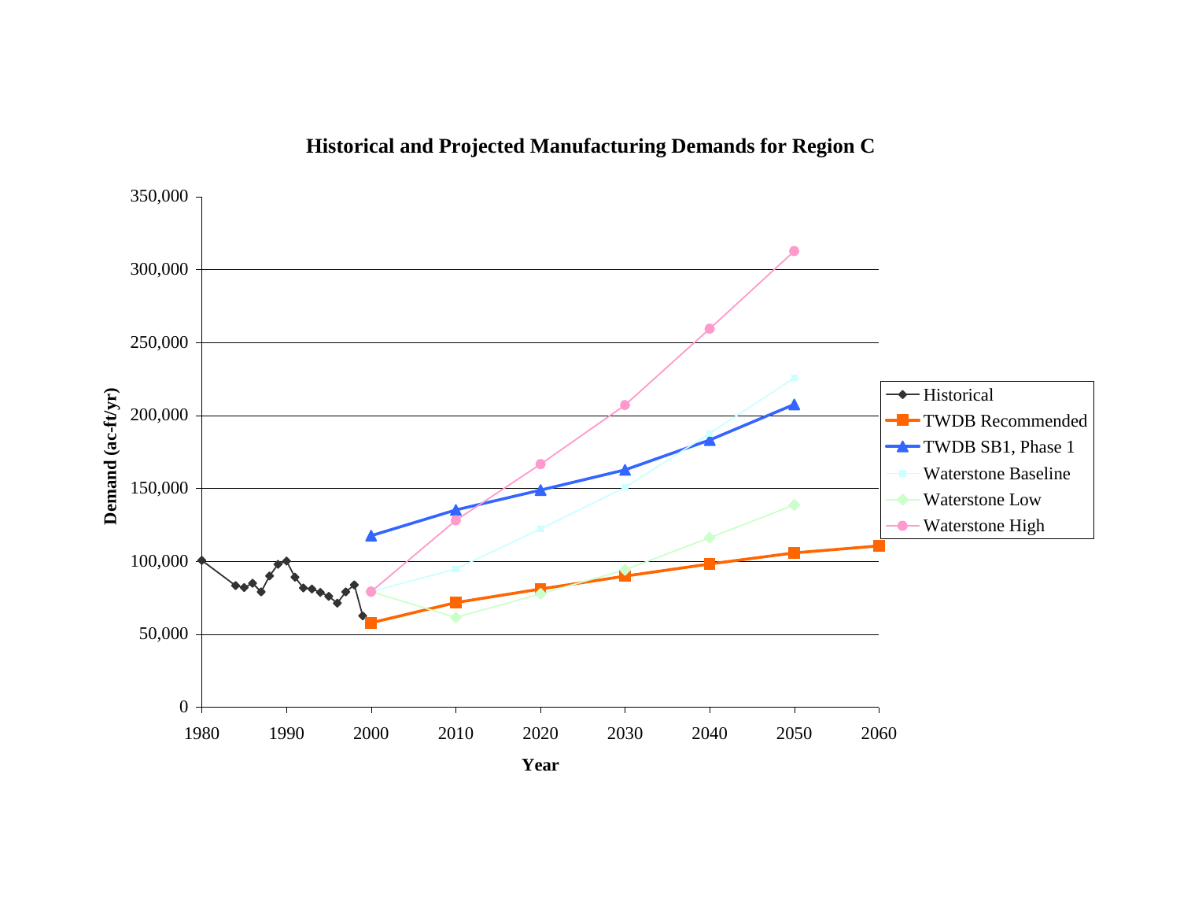**Historical and Projected Manufacturing Demands for Region C**

Demand (ac-ft/yr)

350,000
300,000
250,000
200,000
150,000
100,000
50,000
0

1980 1990 2000 2010 2020 2030 2040 2050 2060

**Year**

- Historical
- TWDB Recommended
- TWDB SB1, Phase 1
- Waterstone Baseline
- Waterstone Low
- Waterstone High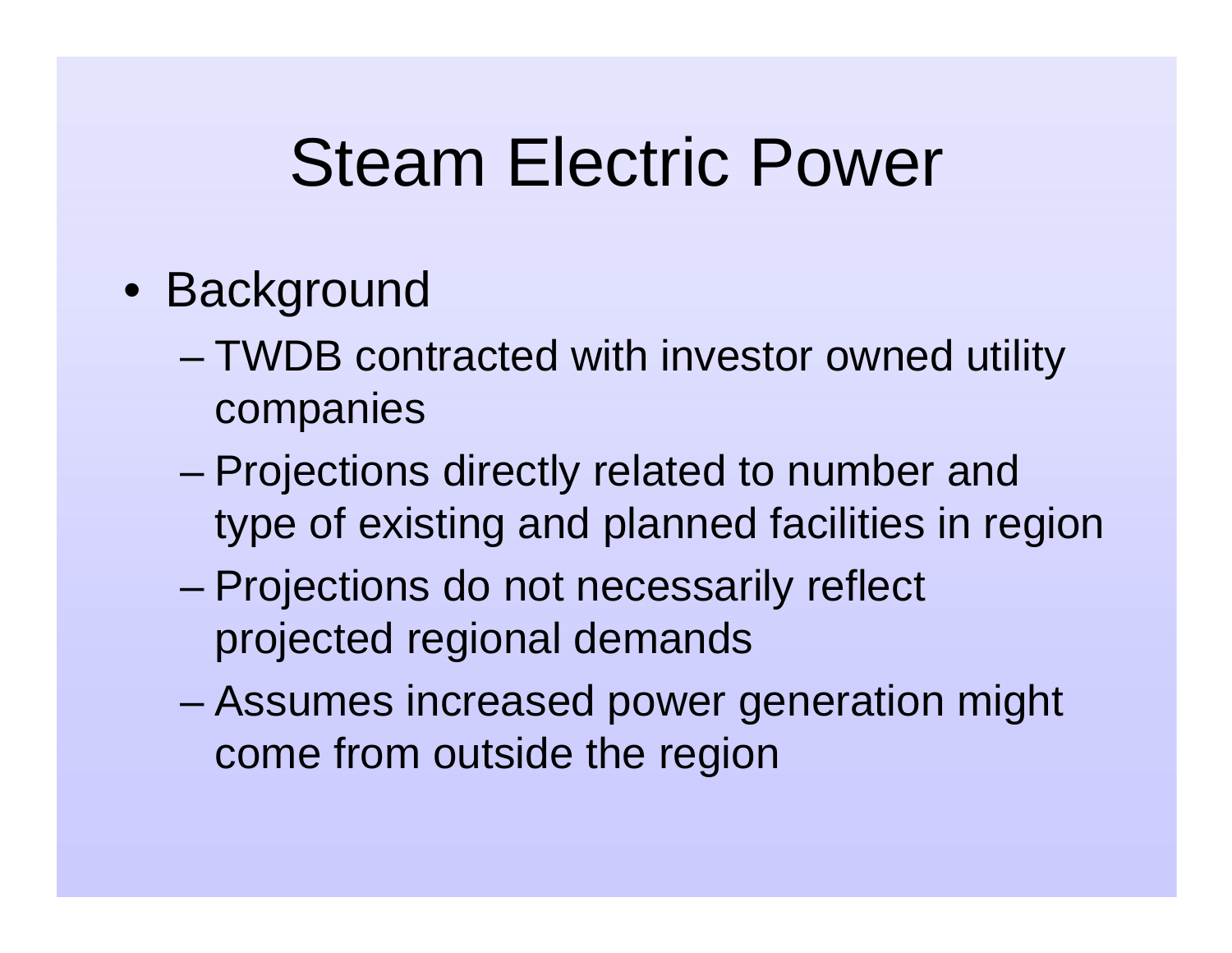# Steam Electric Power

- Background
  - TWDB contracted with investor owned utility companies
  - Projections directly related to number and type of existing and planned facilities in region
  - Projections do not necessarily reflect projected regional demands
  - Assumes increased power generation might come from outside the region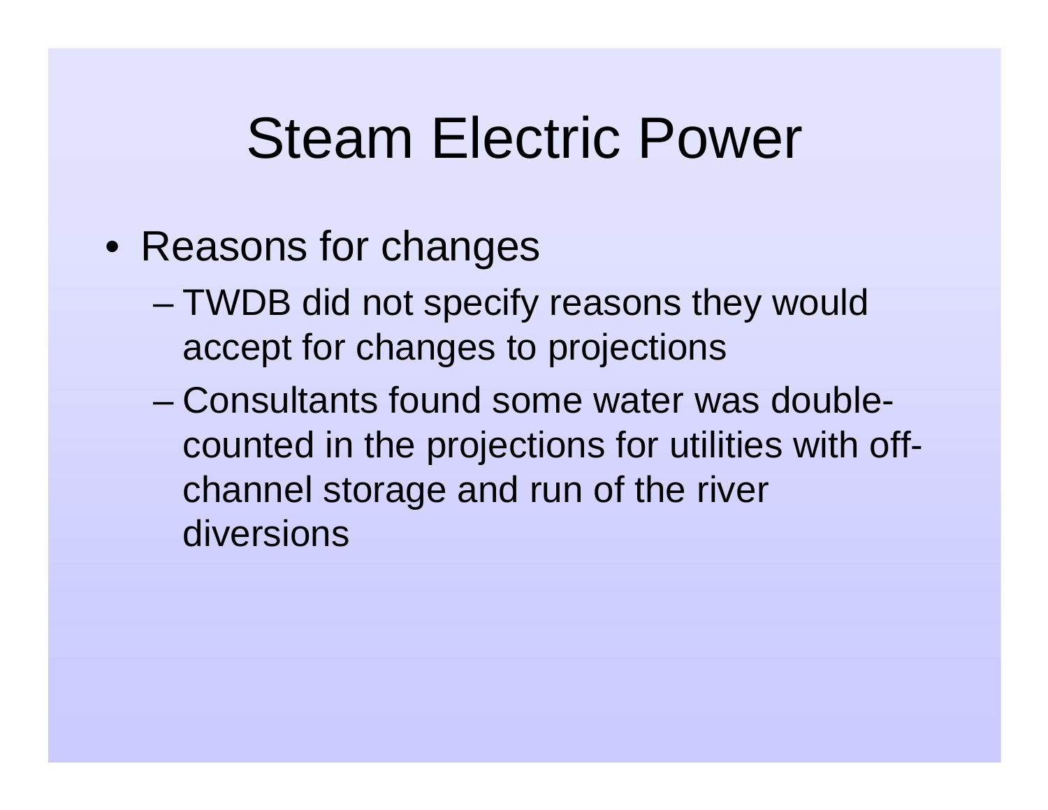# Steam Electric Power

- Reasons for changes
  - TWDB did not specify reasons they would accept for changes to projections
  - Consultants found some water was double-counted in the projections for utilities with off-channel storage and run of the river diversions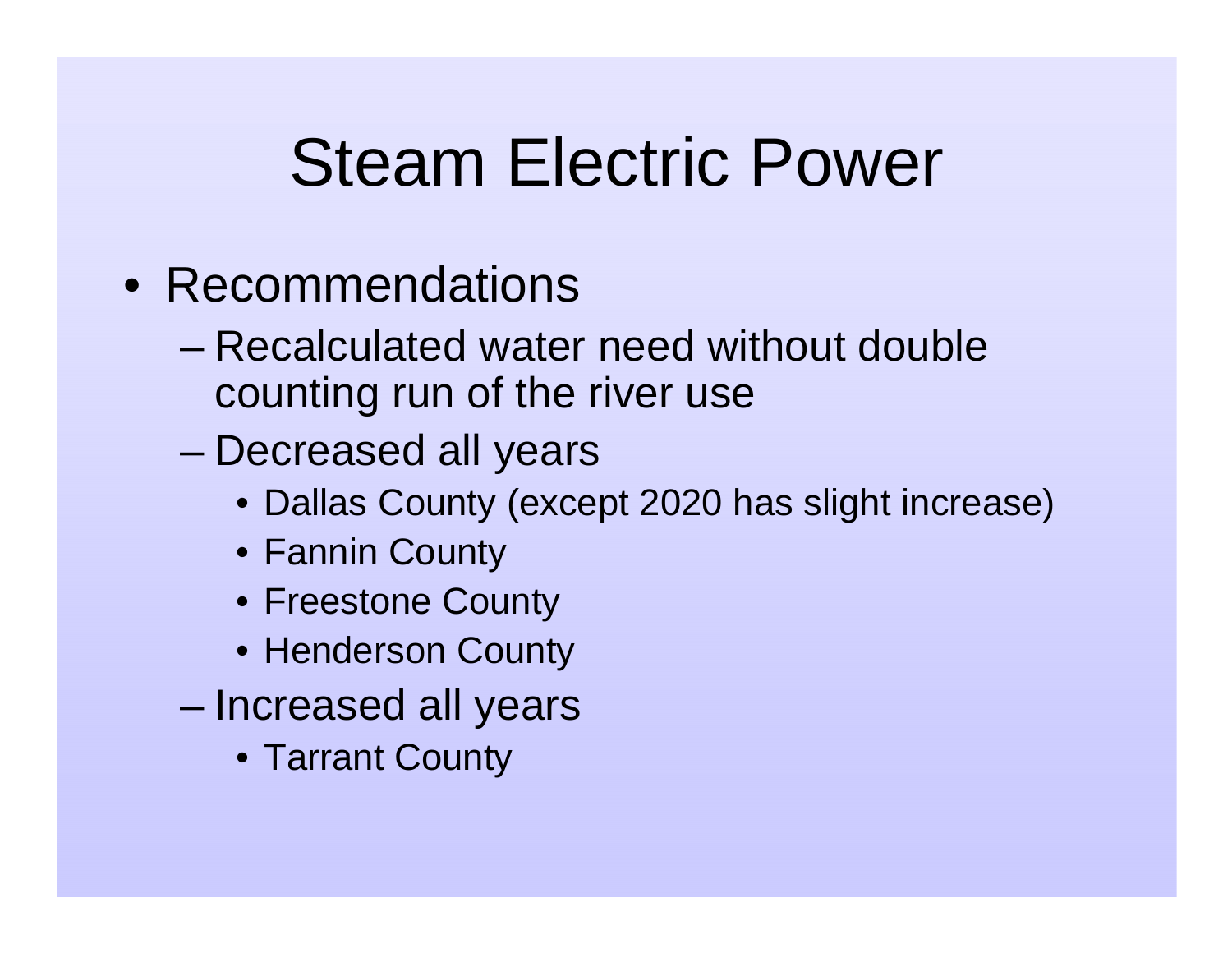# Steam Electric Power

- Recommendations
  - Recalculated water need without double counting run of the river use
  - Decreased all years
    - Dallas County (except 2020 has slight increase)
    - Fannin County
    - Freestone County
    - Henderson County
  - Increased all years
    - Tarrant County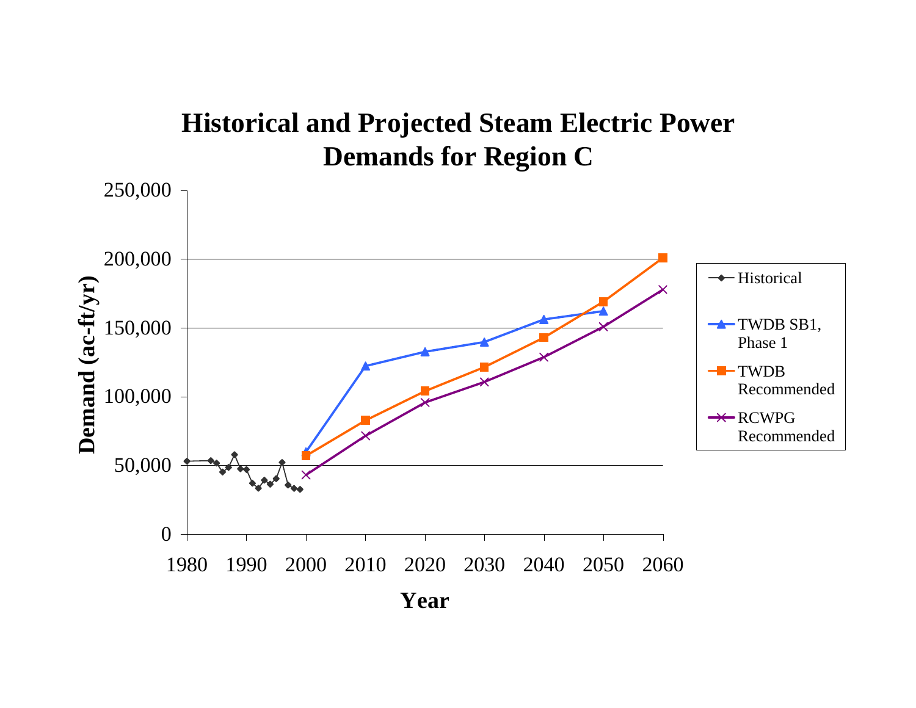**Historical and Projected Steam Electric Power Demands for Region C**

Demand (ac-ft/yr)

250,000
200,000
150,000
100,000
50,000
0

1980 1990 2000 2010 2020 2030 2040 2050 2060

Year

- Historical
- TWDB SB1, Phase 1
- TWDB Recommended
- RCWPG Recommended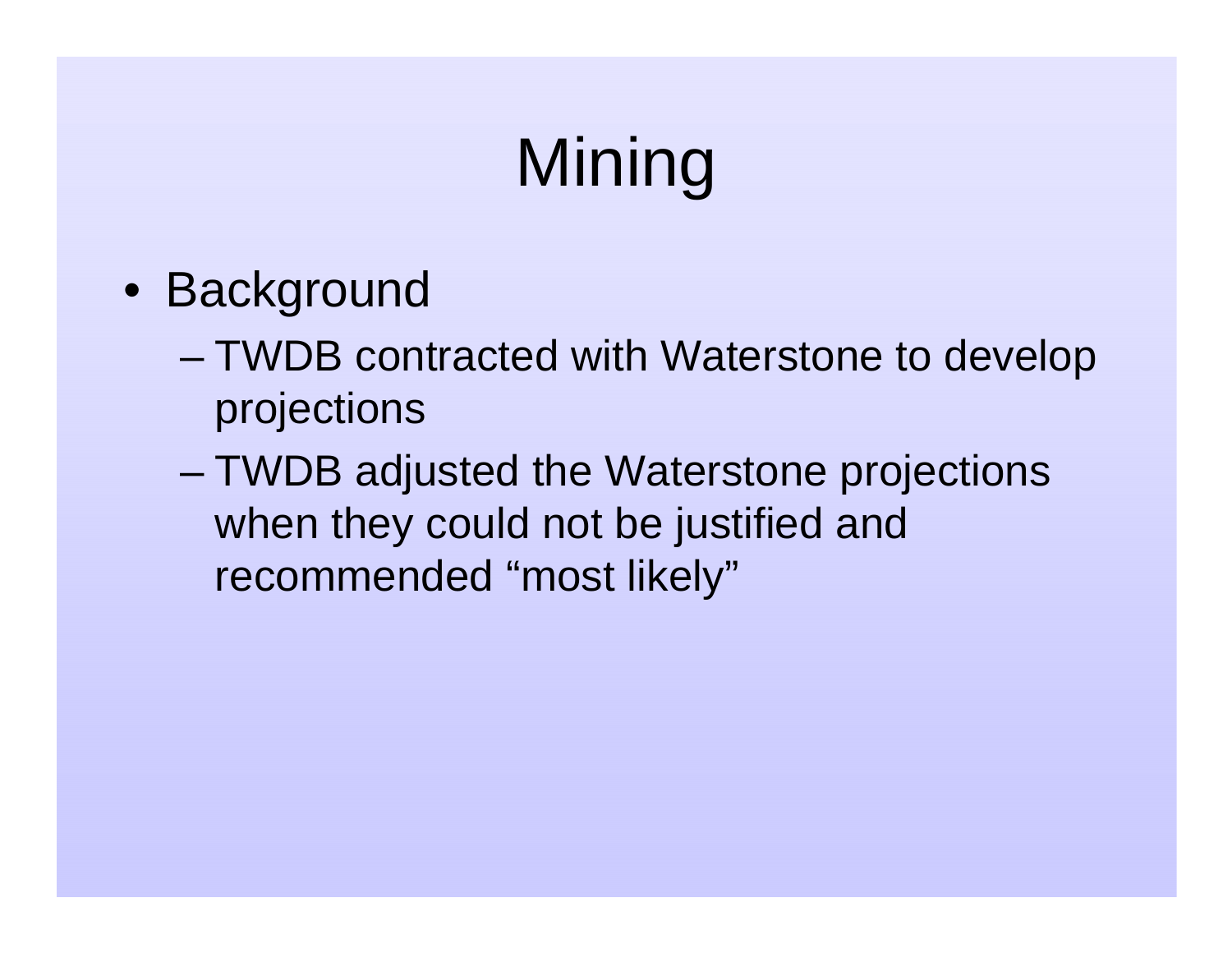# Mining

- Background
  - TWDB contracted with Waterstone to develop projections
  - TWDB adjusted the Waterstone projections when they could not be justified and recommended “most likely”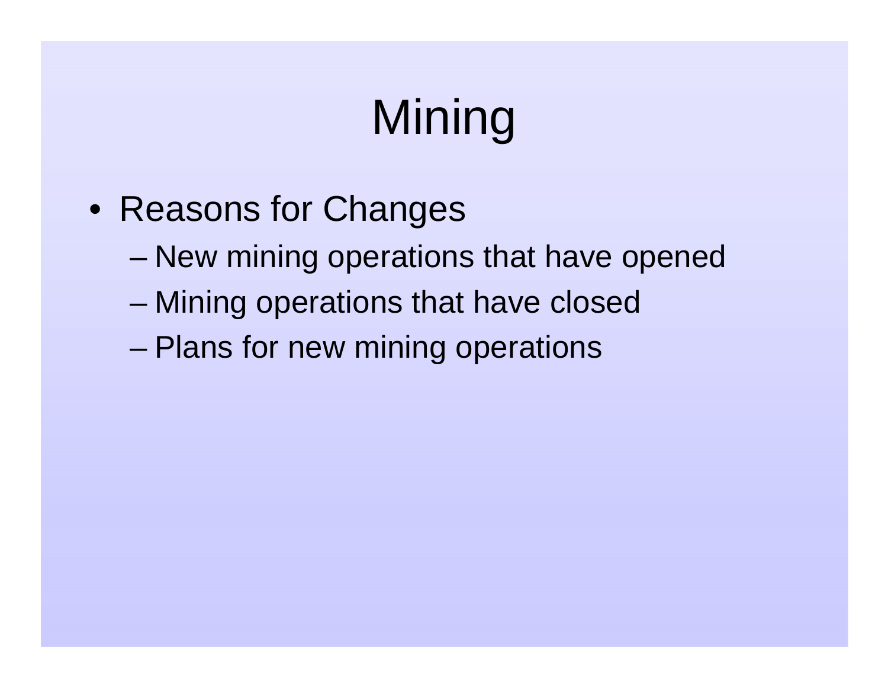# Mining

- Reasons for Changes
  - New mining operations that have opened
  - Mining operations that have closed
  - Plans for new mining operations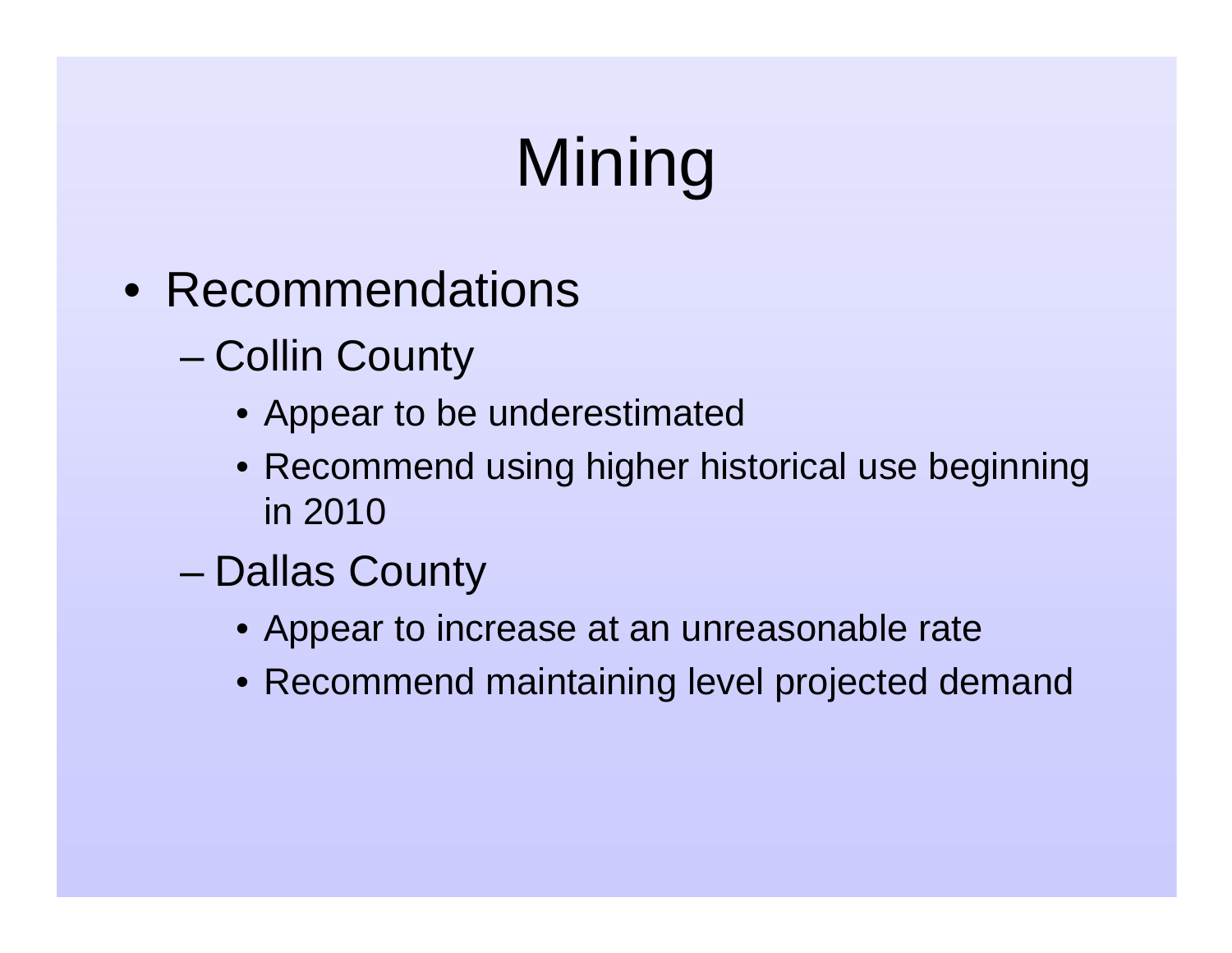# Mining

- Recommendations
  - Collin County
    - Appear to be underestimated
    - Recommend using higher historical use beginning in 2010
  - Dallas County
    - Appear to increase at an unreasonable rate
    - Recommend maintaining level projected demand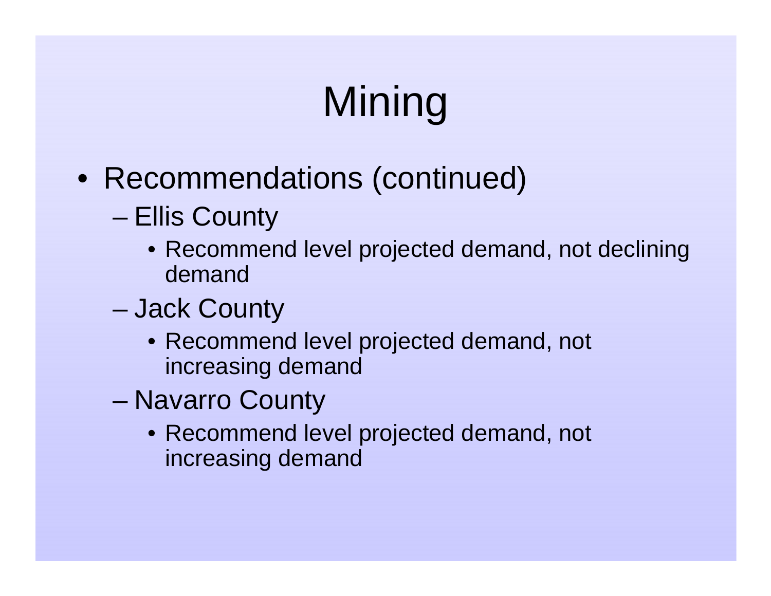# Mining

- Recommendations (continued)
  - Ellis County
    - Recommend level projected demand, not declining demand
  - Jack County
    - Recommend level projected demand, not increasing demand
  - Navarro County
    - Recommend level projected demand, not increasing demand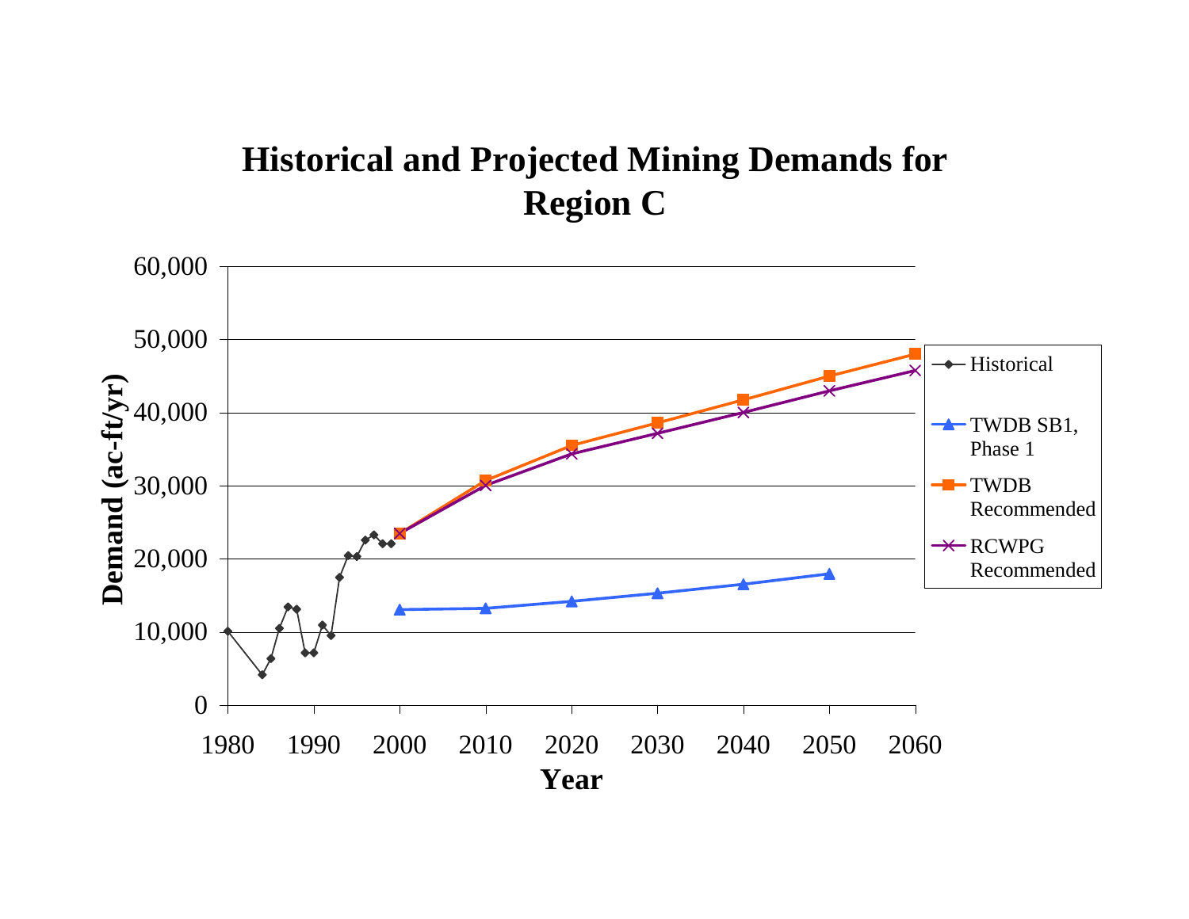# Historical and Projected Mining Demands for Region C

Demand (ac-ft/yr)

60,000
50,000
40,000
30,000
20,000
10,000
0

1980 1990 2000 2010 2020 2030 2040 2050 2060

Year

- Historical
- TWDB SB1, Phase 1
- TWDB Recommended
- RCWPG Recommended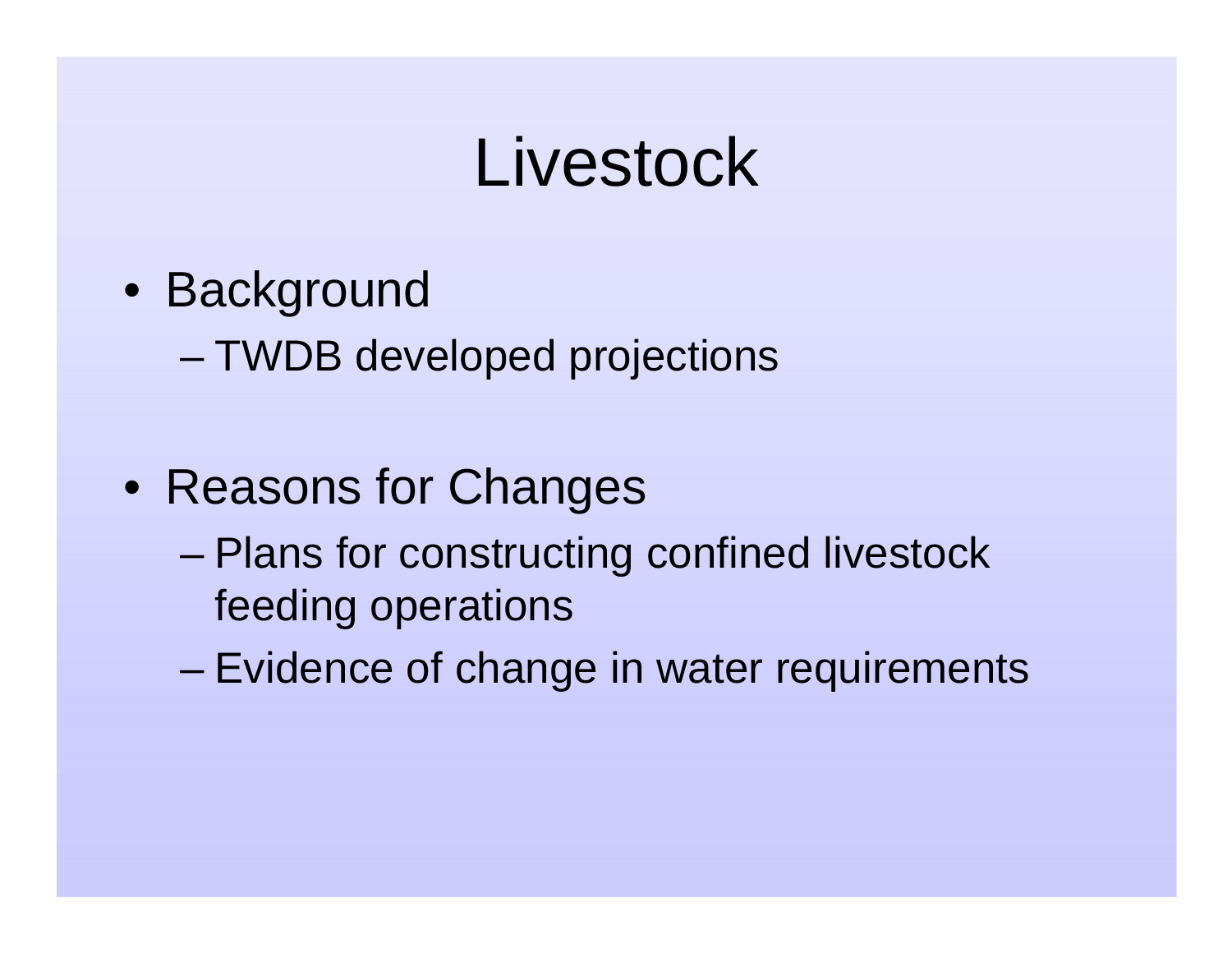# Livestock

- Background
  - TWDB developed projections
- Reasons for Changes
  - Plans for constructing confined livestock feeding operations
  - Evidence of change in water requirements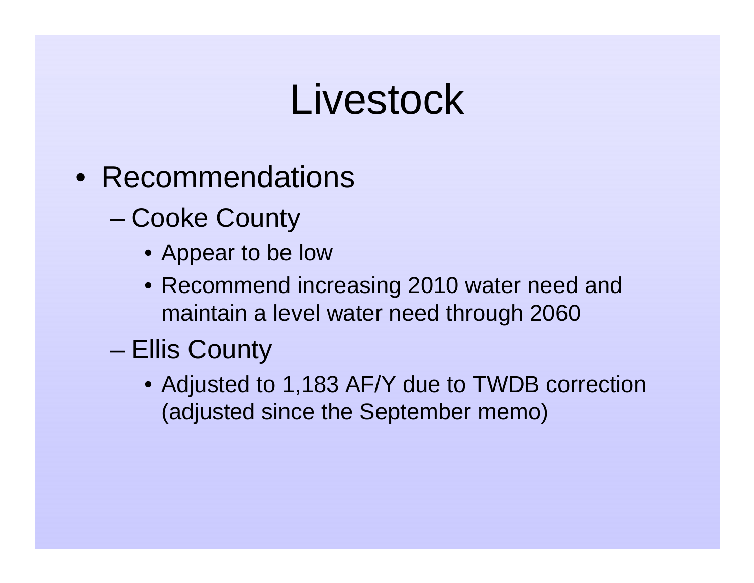# Livestock

- Recommendations
  - Cooke County
    - Appear to be low
    - Recommend increasing 2010 water need and maintain a level water need through 2060
  - Ellis County
    - Adjusted to 1,183 AF/Y due to TWDB correction (adjusted since the September memo)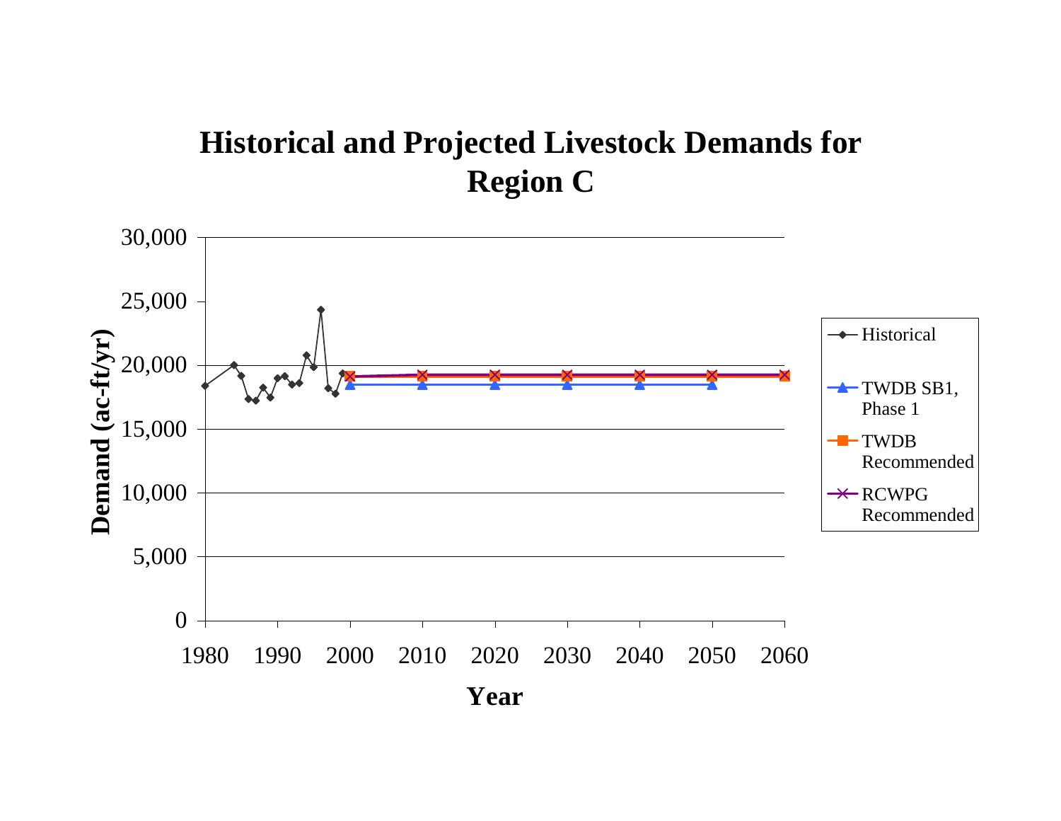# Historical and Projected Livestock Demands for Region C

Demand (ac-ft/yr)

30,000
25,000
20,000
15,000
10,000
5,000
0

1980 1990 2000 2010 2020 2030 2040 2050 2060

Year

- Historical
- TWDB SB1, Phase 1
- TWDB Recommended
- RCWPG Recommended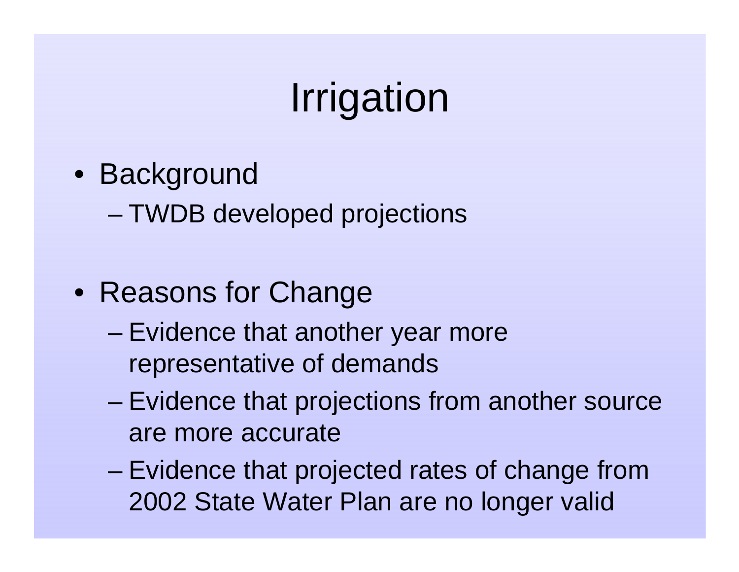# Irrigation

- Background
  - TWDB developed projections
- Reasons for Change
  - Evidence that another year more representative of demands
  - Evidence that projections from another source are more accurate
  - Evidence that projected rates of change from 2002 State Water Plan are no longer valid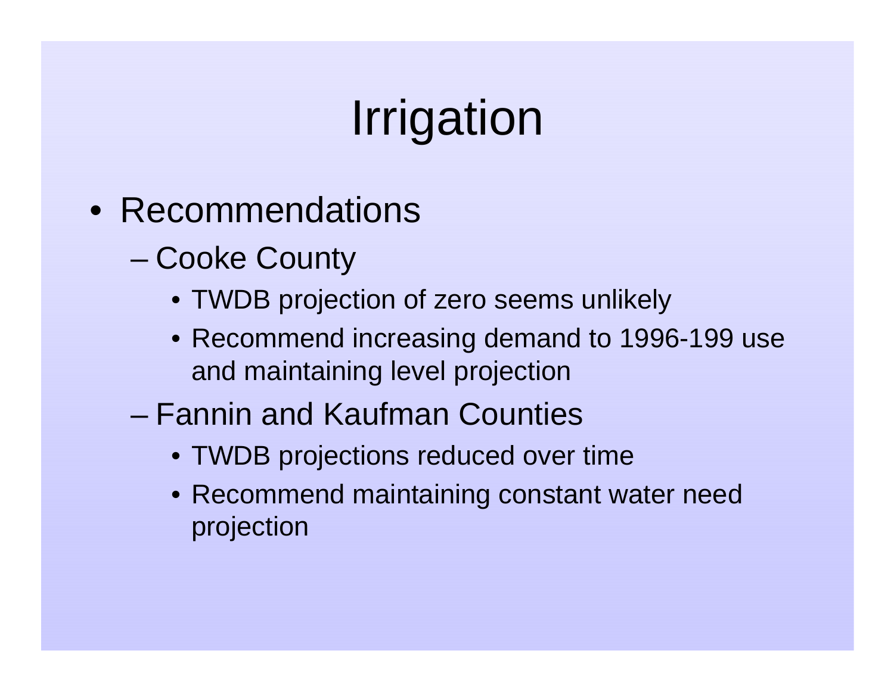# Irrigation

- Recommendations
  - Cooke County
    - TWDB projection of zero seems unlikely
    - Recommend increasing demand to 1996-199 use and maintaining level projection
  - Fannin and Kaufman Counties
    - TWDB projections reduced over time
    - Recommend maintaining constant water need projection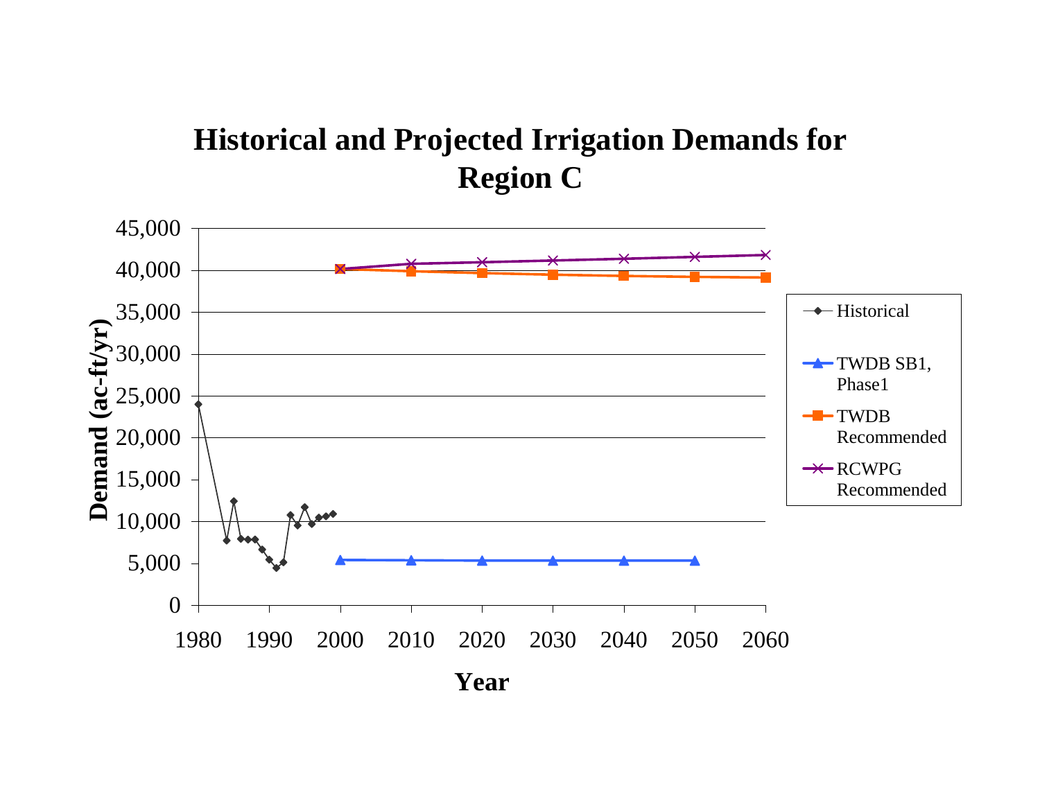# Historical and Projected Irrigation Demands for Region C

Demand (ac-ft/yr)

45,000
40,000
35,000
30,000
25,000
20,000
15,000
10,000
5,000
0

1980 1990 2000 2010 2020 2030 2040 2050 2060

Year

- Historical
- TWDB SB1, Phase1
- TWDB Recommended
- RCWPG Recommended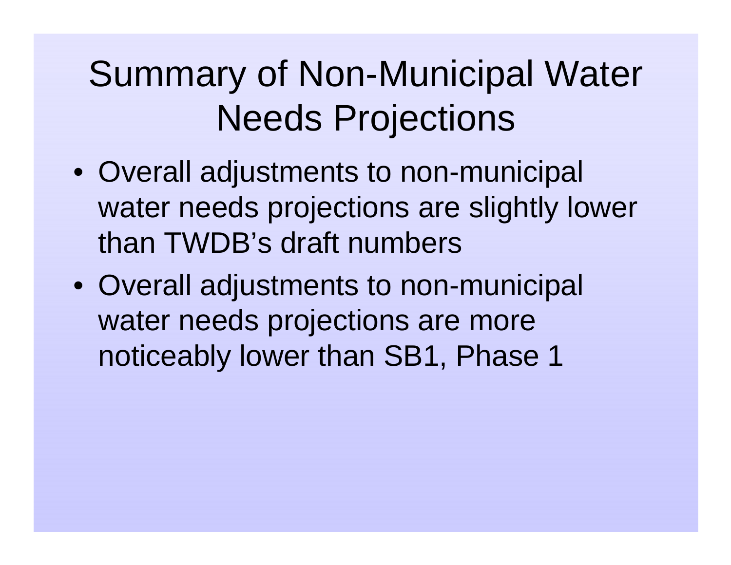# Summary of Non-Municipal Water Needs Projections

- Overall adjustments to non-municipal water needs projections are slightly lower than TWDB's draft numbers
- Overall adjustments to non-municipal water needs projections are more noticeably lower than SB1, Phase 1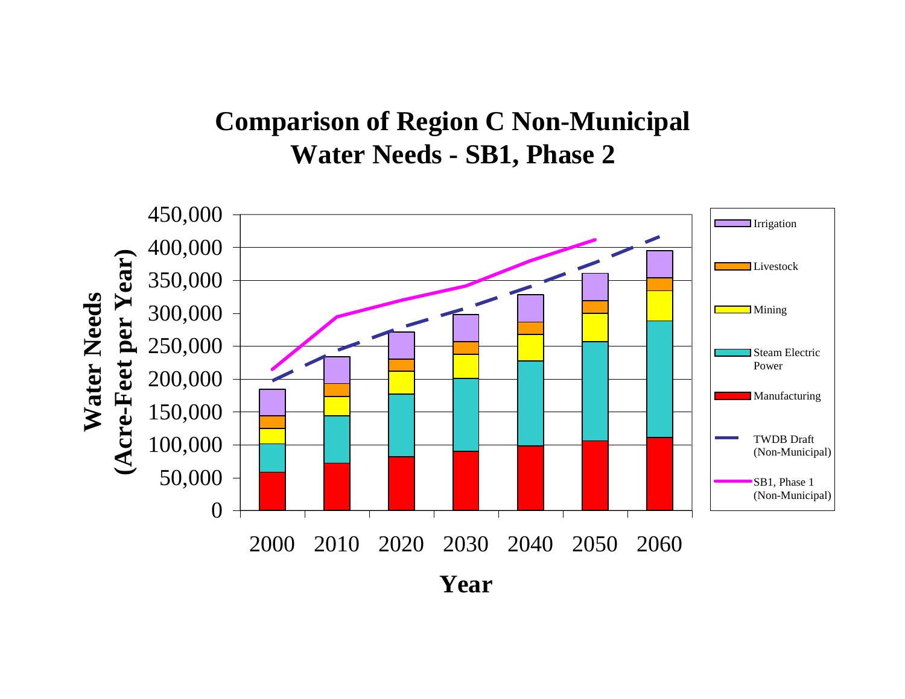# Comparison of Region C Non-Municipal Water Needs - SB1, Phase 2

**Water Needs (Acre-Feet per Year)**

450,000
400,000
350,000
300,000
250,000
200,000
150,000
100,000
50,000
0

2000 2010 2020 2030 2040 2050 2060

**Year**

- Irrigation
- Livestock
- Mining
- Steam Electric Power
- Manufacturing
- TWDB Draft (Non-Municipal)
- SB1, Phase 1 (Non-Municipal)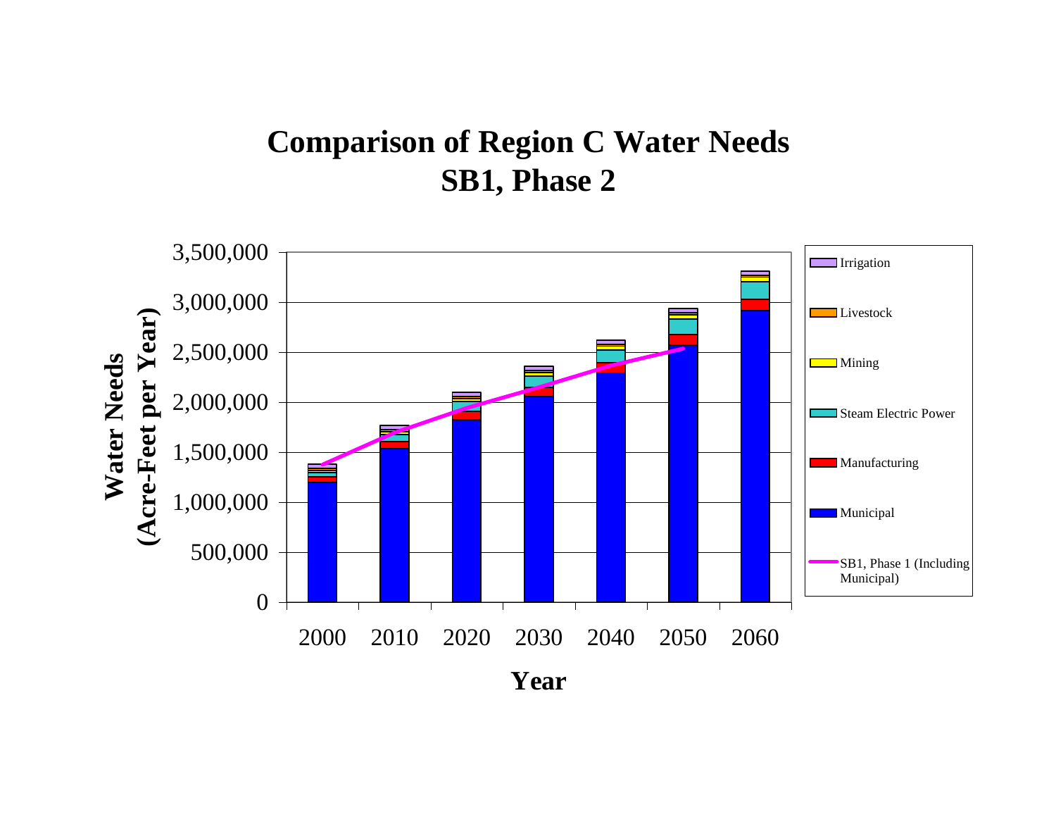# Comparison of Region C Water Needs
## SB1, Phase 2

Water Needs (Acre-Feet per Year)

3,500,000
3,000,000
2,500,000
2,000,000
1,500,000
1,000,000
500,000
0

2000 2010 2020 2030 2040 2050 2060

Year

- Irrigation
- Livestock
- Mining
- Steam Electric Power
- Manufacturing
- Municipal
- SB1, Phase 1 (Including Municipal)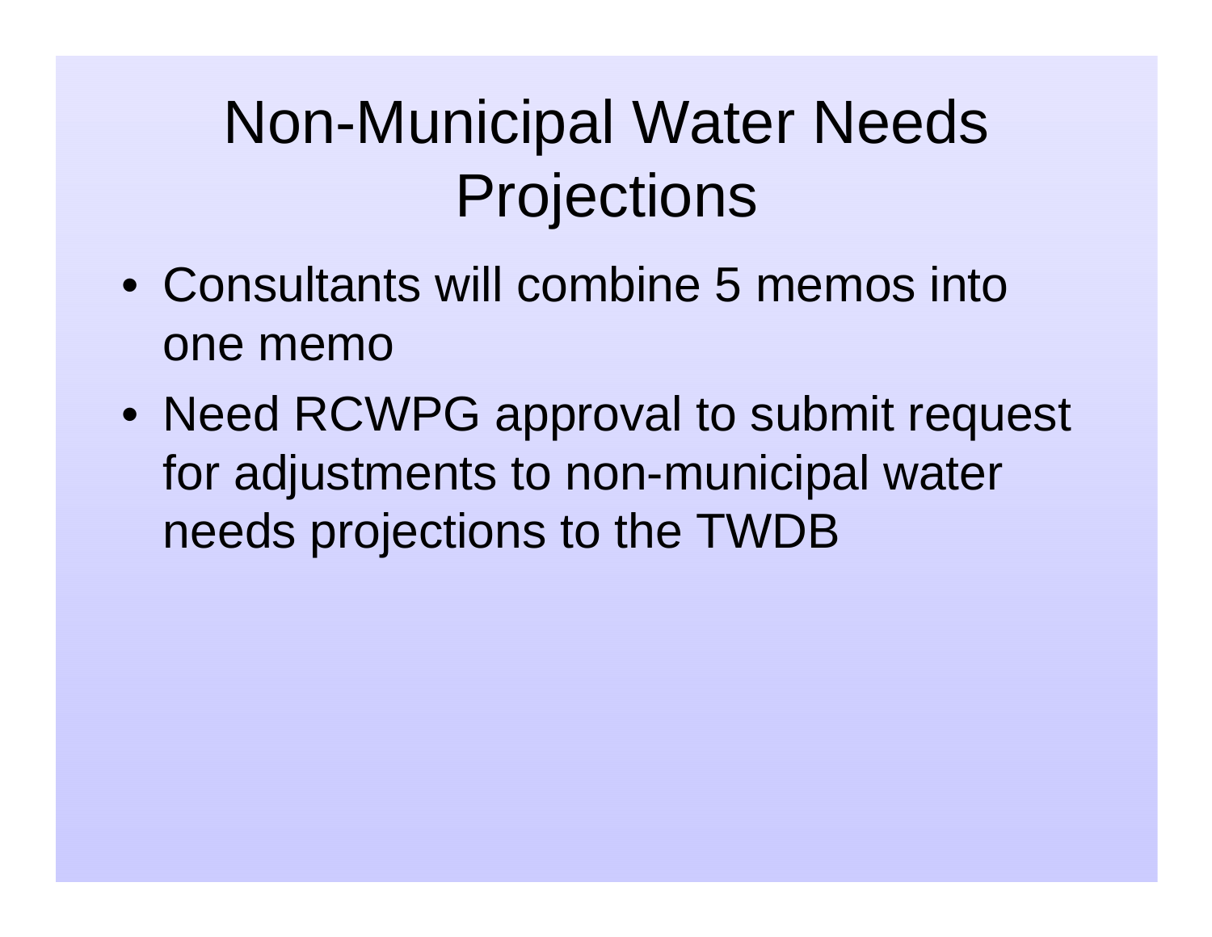# Non-Municipal Water Needs Projections

- Consultants will combine 5 memos into one memo
- Need RCWPG approval to submit request for adjustments to non-municipal water needs projections to the TWDB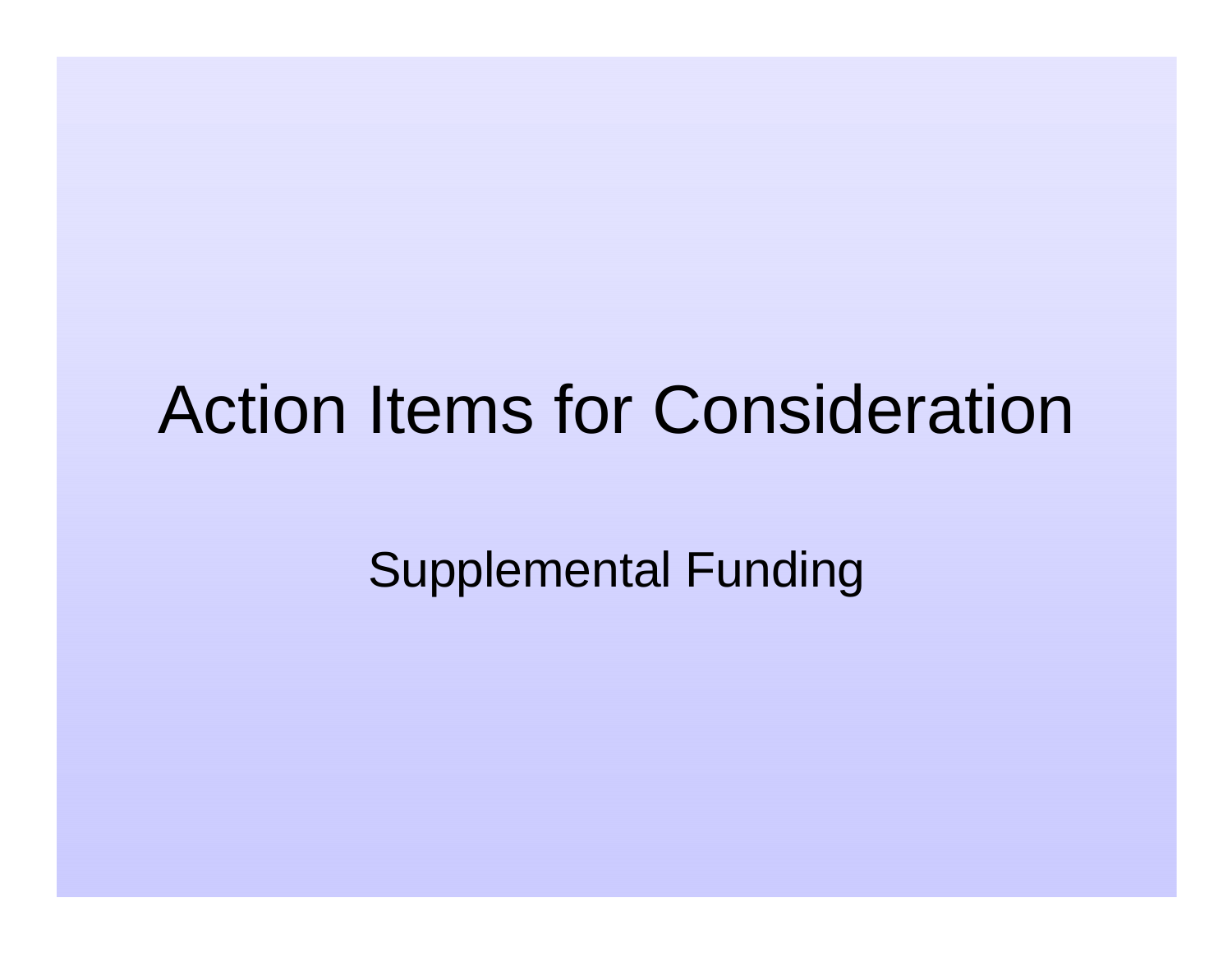# Action Items for Consideration

Supplemental Funding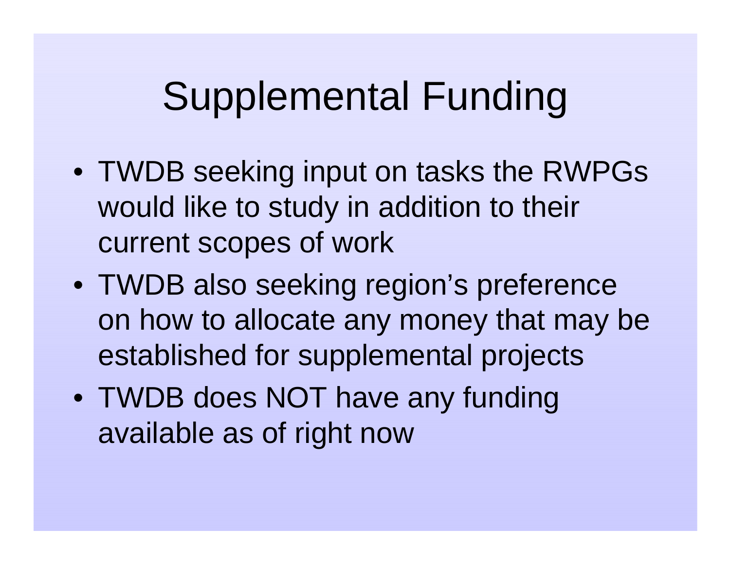# Supplemental Funding

- TWDB seeking input on tasks the RWPGs would like to study in addition to their current scopes of work
- TWDB also seeking region's preference on how to allocate any money that may be established for supplemental projects
- TWDB does NOT have any funding available as of right now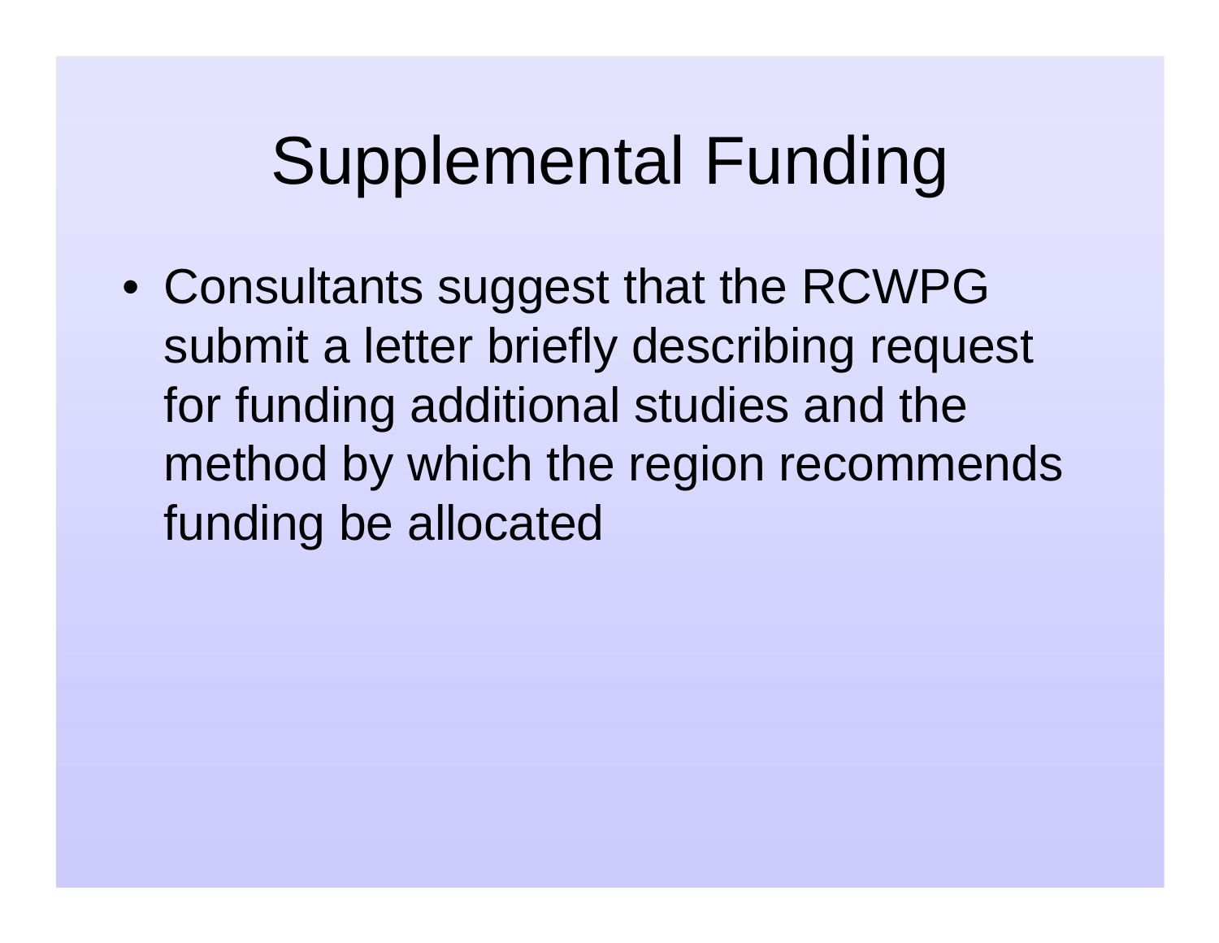# Supplemental Funding

- Consultants suggest that the RCWPG submit a letter briefly describing request for funding additional studies and the method by which the region recommends funding be allocated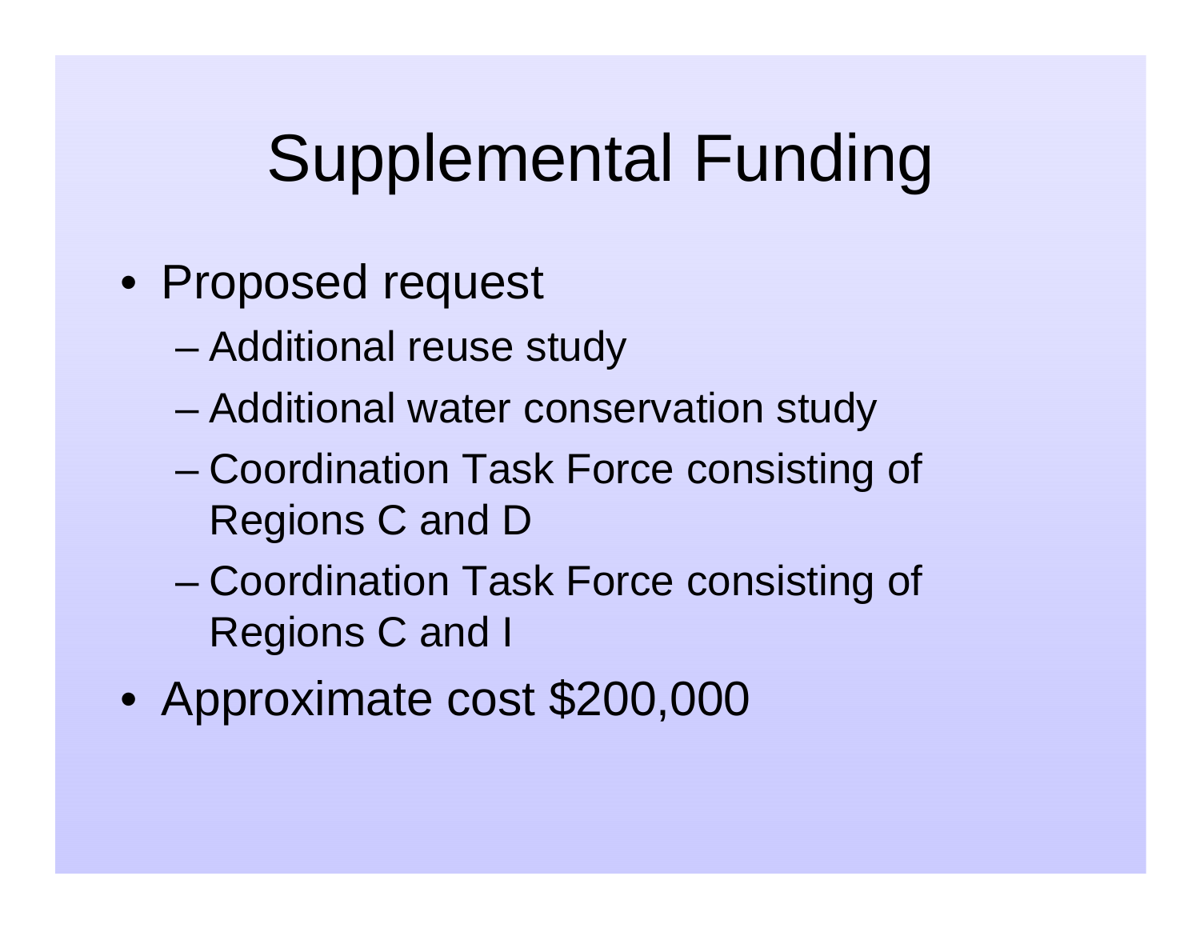# Supplemental Funding

- Proposed request
  - Additional reuse study
  - Additional water conservation study
  - Coordination Task Force consisting of Regions C and D
  - Coordination Task Force consisting of Regions C and I
- Approximate cost $200,000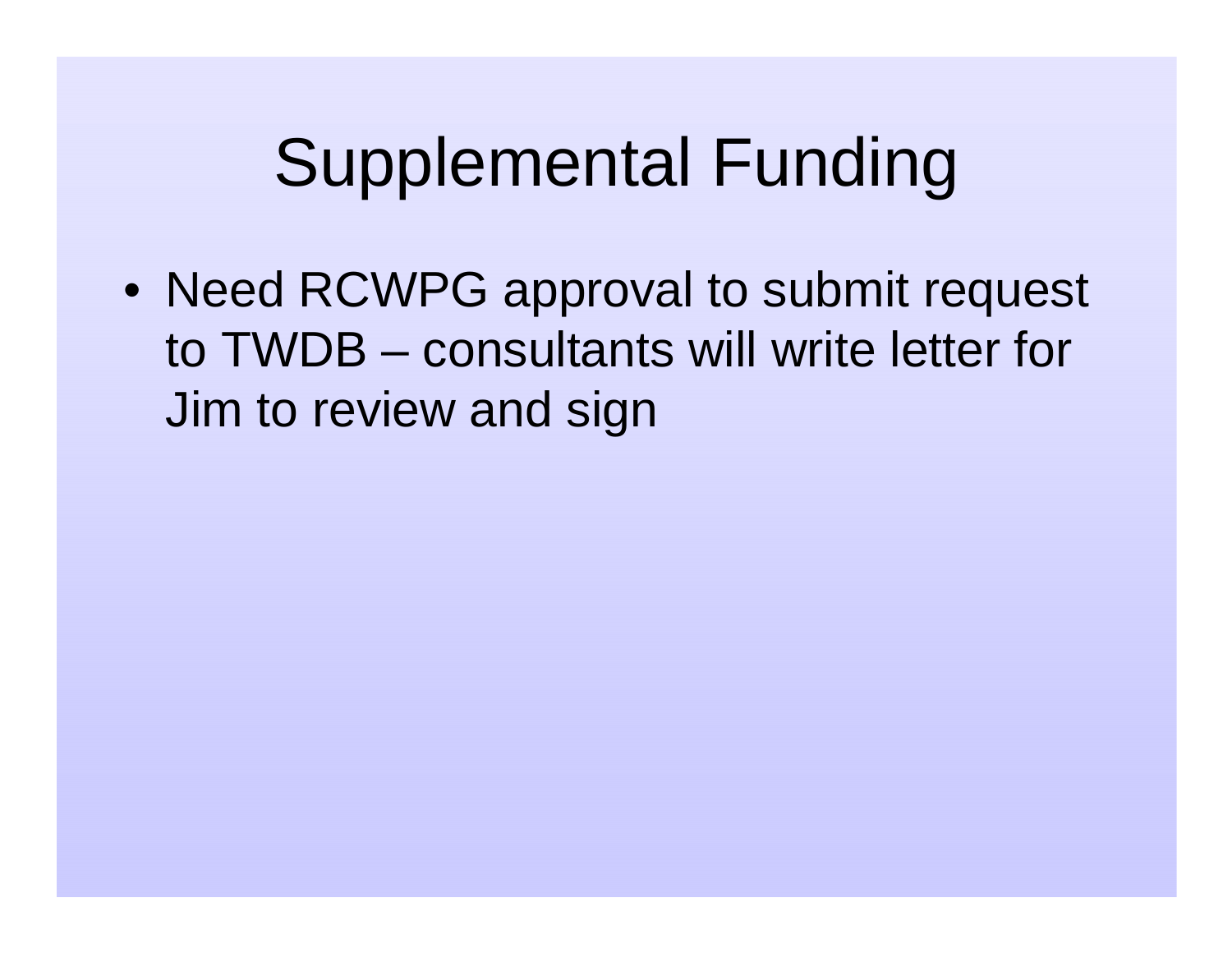# Supplemental Funding

- Need RCWPG approval to submit request to TWDB – consultants will write letter for Jim to review and sign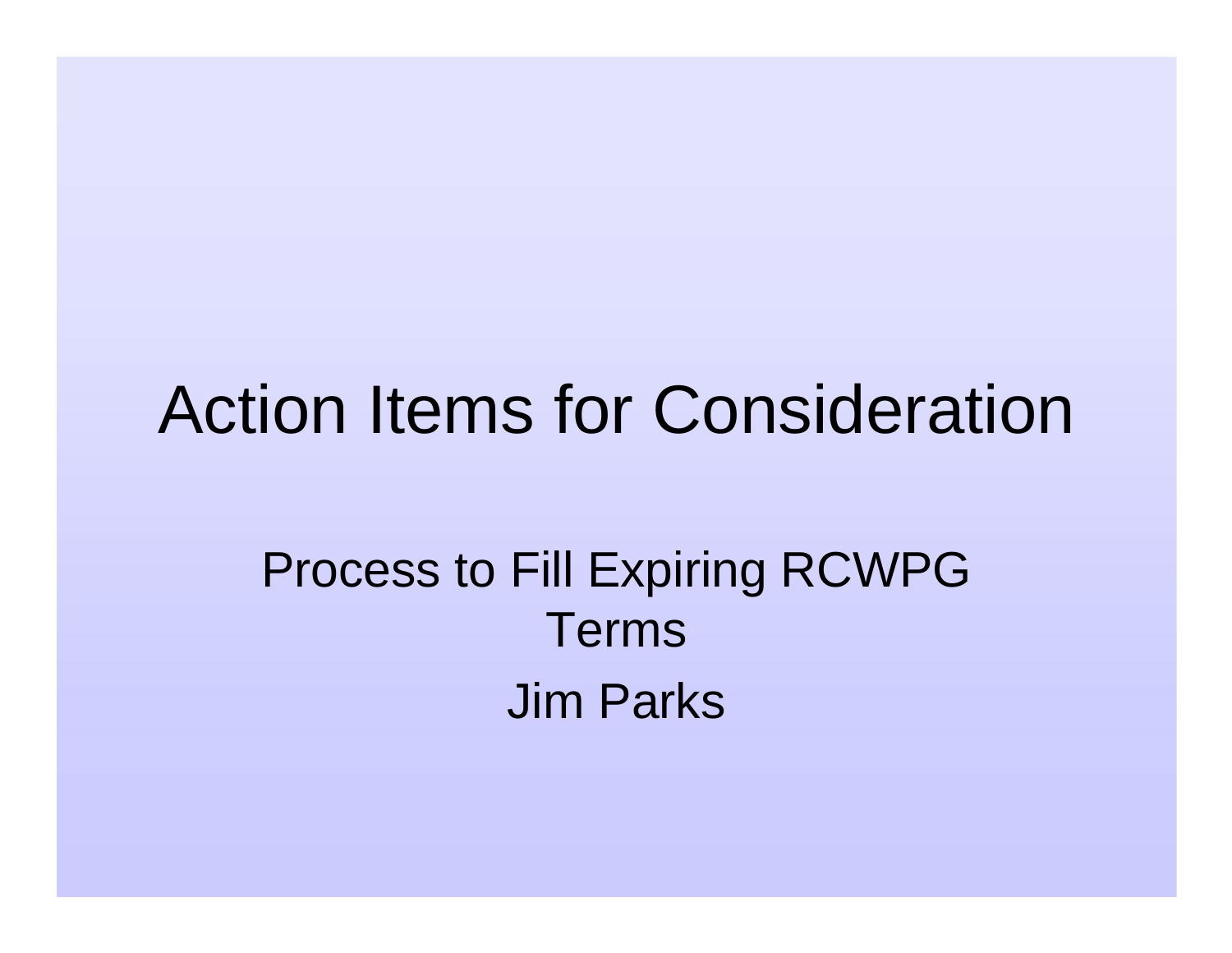# Action Items for Consideration

Process to Fill Expiring RCWPG Terms

Jim Parks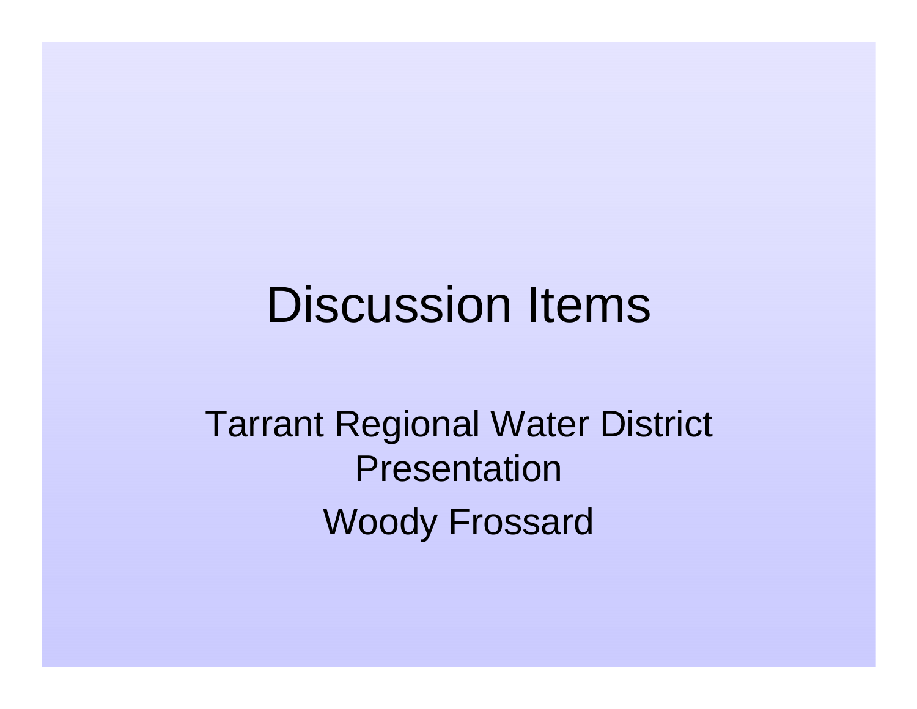# Discussion Items

Tarrant Regional Water District Presentation

Woody Frossard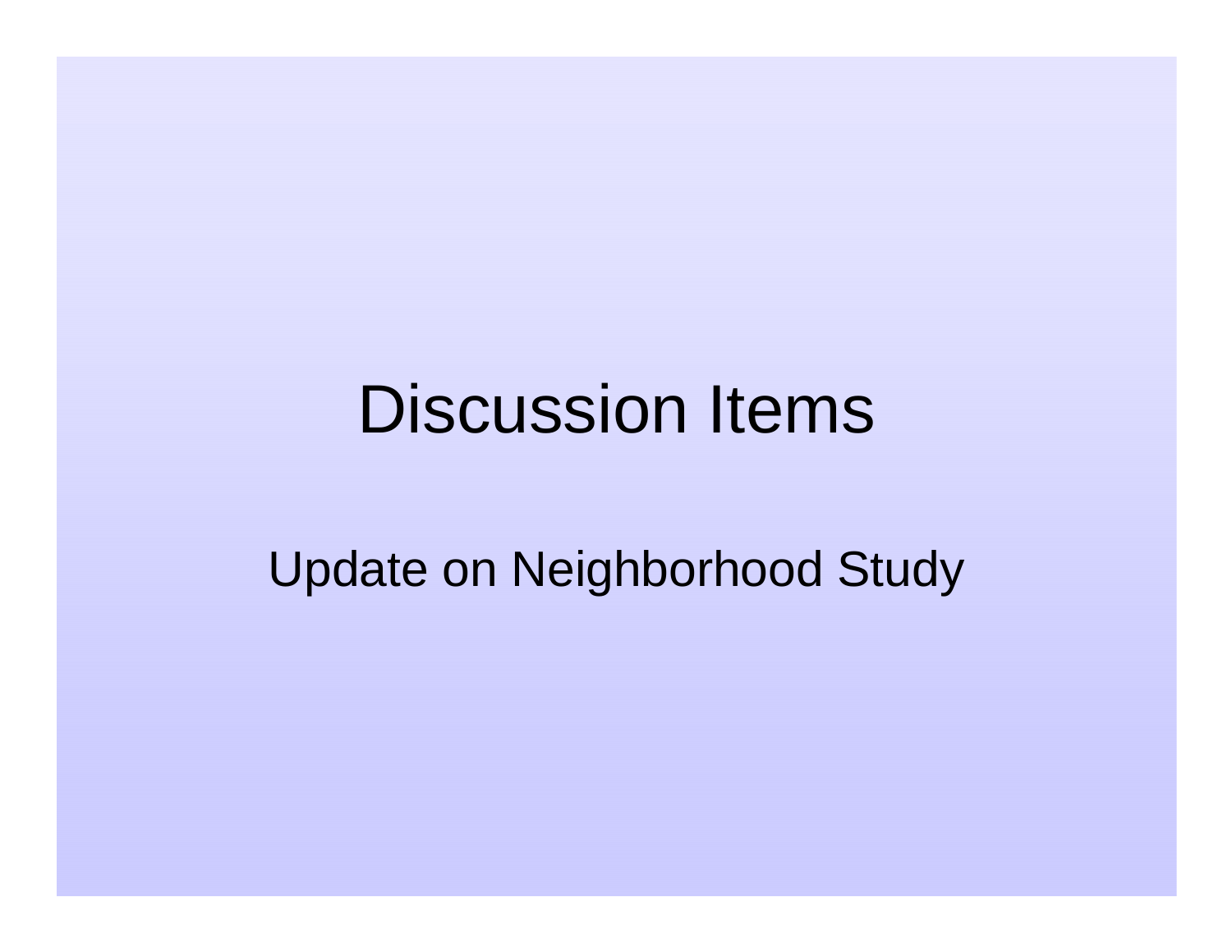# Discussion Items

Update on Neighborhood Study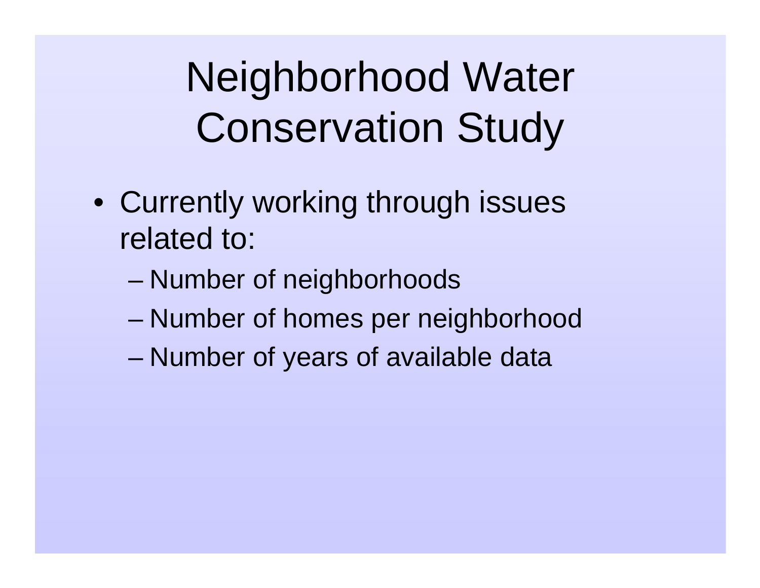# Neighborhood Water Conservation Study

- Currently working through issues related to:
  - Number of neighborhoods
  - Number of homes per neighborhood
  - Number of years of available data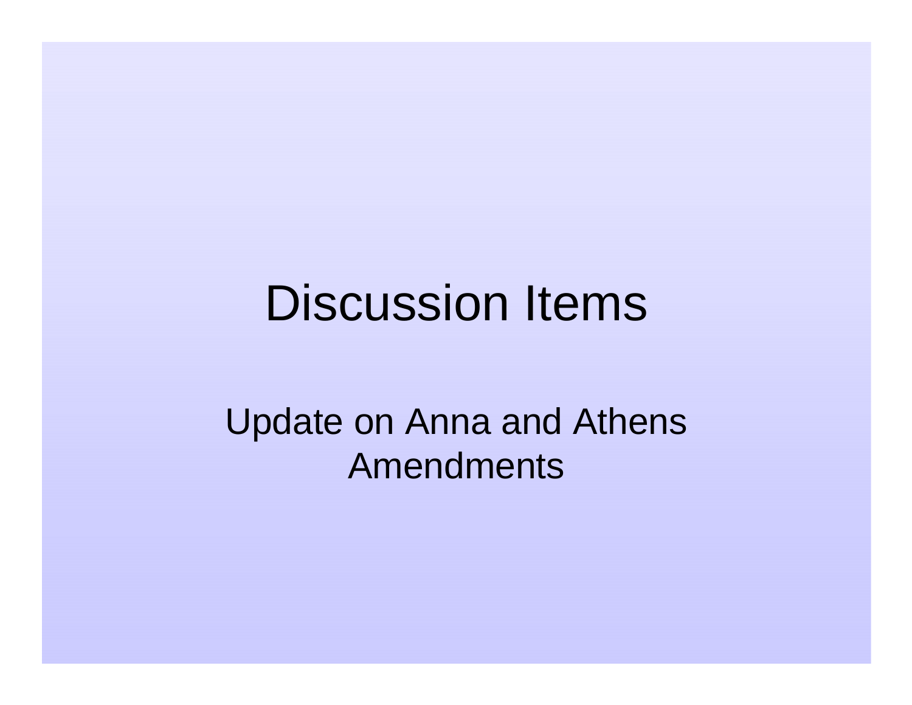# Discussion Items

Update on Anna and Athens Amendments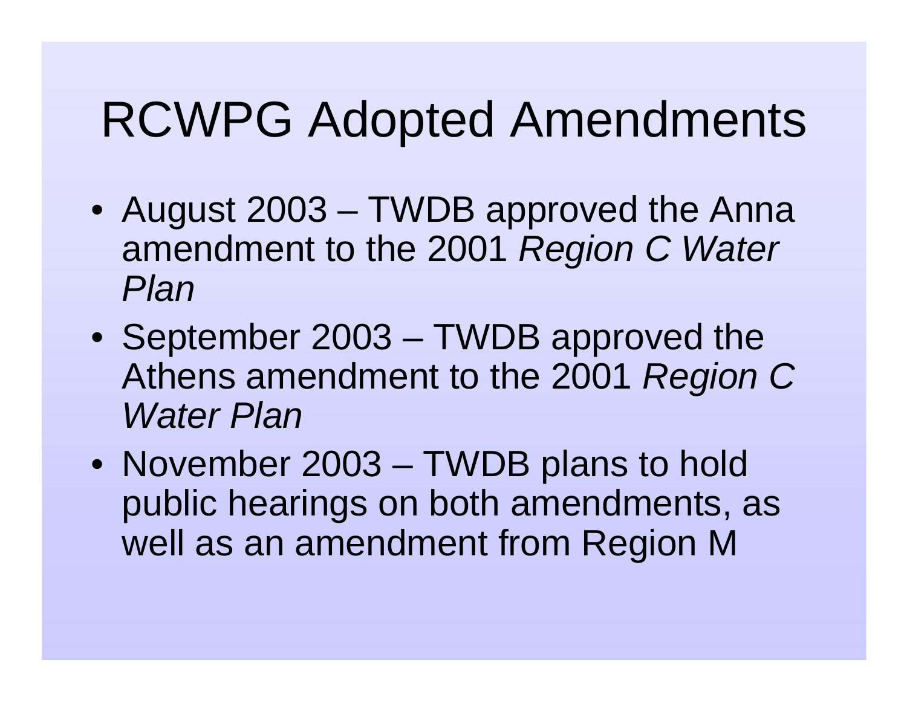# RCWPG Adopted Amendments

- August 2003 – TWDB approved the Anna amendment to the 2001 *Region C Water Plan*
- September 2003 – TWDB approved the Athens amendment to the 2001 *Region C Water Plan*
- November 2003 – TWDB plans to hold public hearings on both amendments, as well as an amendment from Region M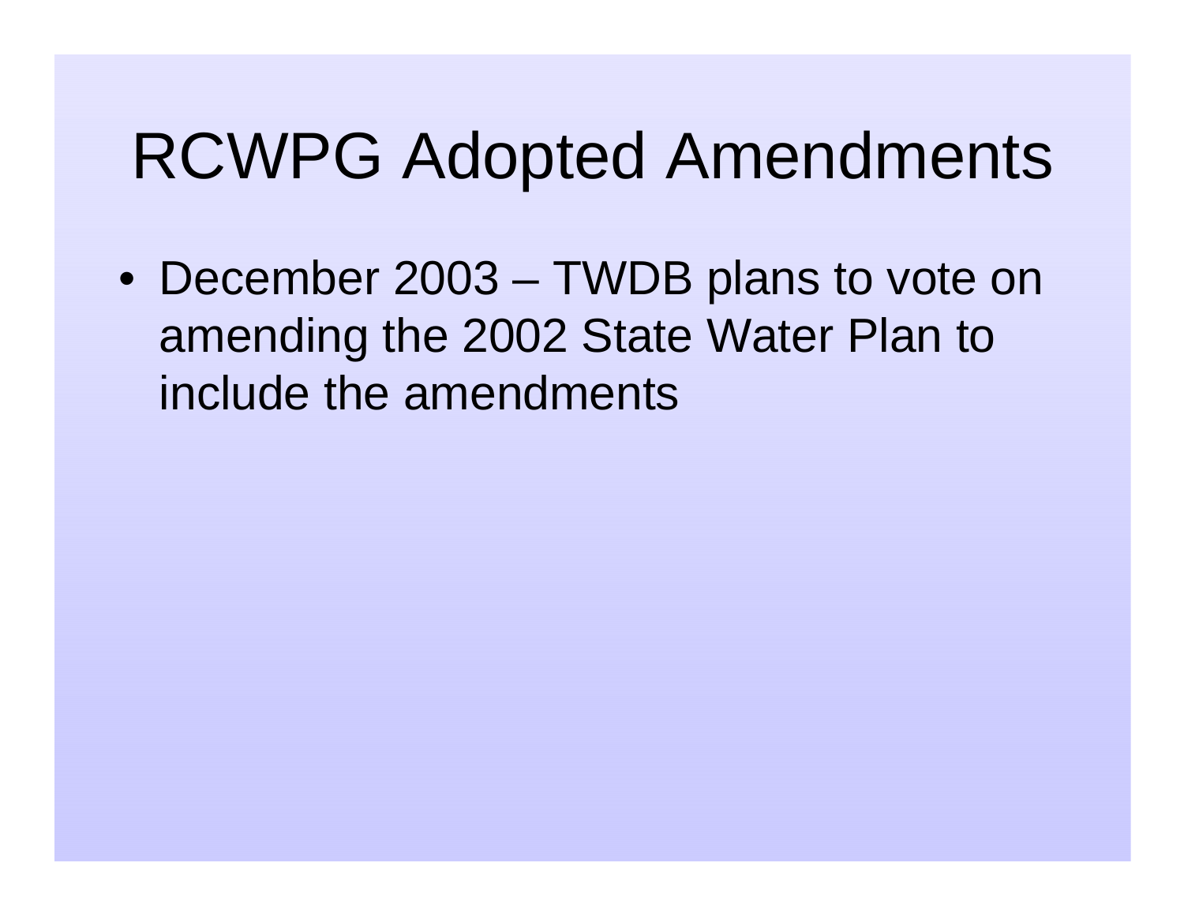# RCWPG Adopted Amendments

- December 2003 – TWDB plans to vote on amending the 2002 State Water Plan to include the amendments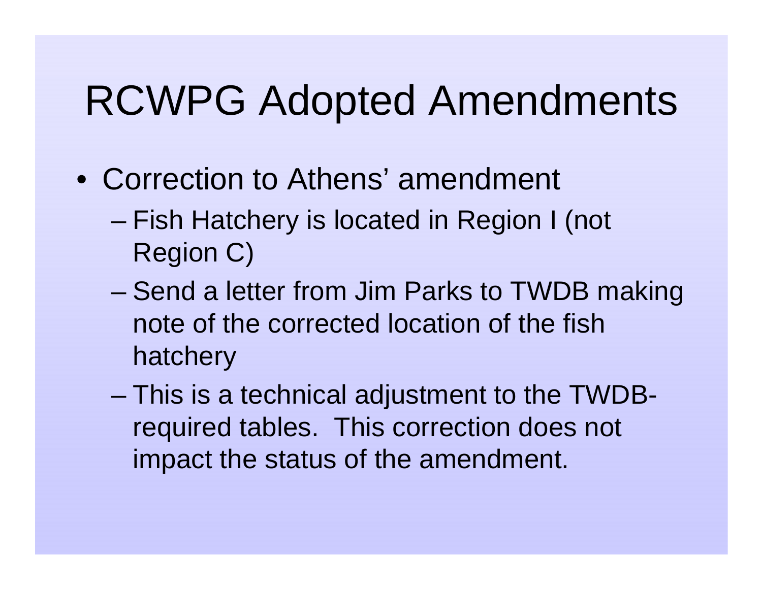# RCWPG Adopted Amendments

- Correction to Athens' amendment
  - Fish Hatchery is located in Region I (not Region C)
  - Send a letter from Jim Parks to TWDB making note of the corrected location of the fish hatchery
  - This is a technical adjustment to the TWDB-required tables. This correction does not impact the status of the amendment.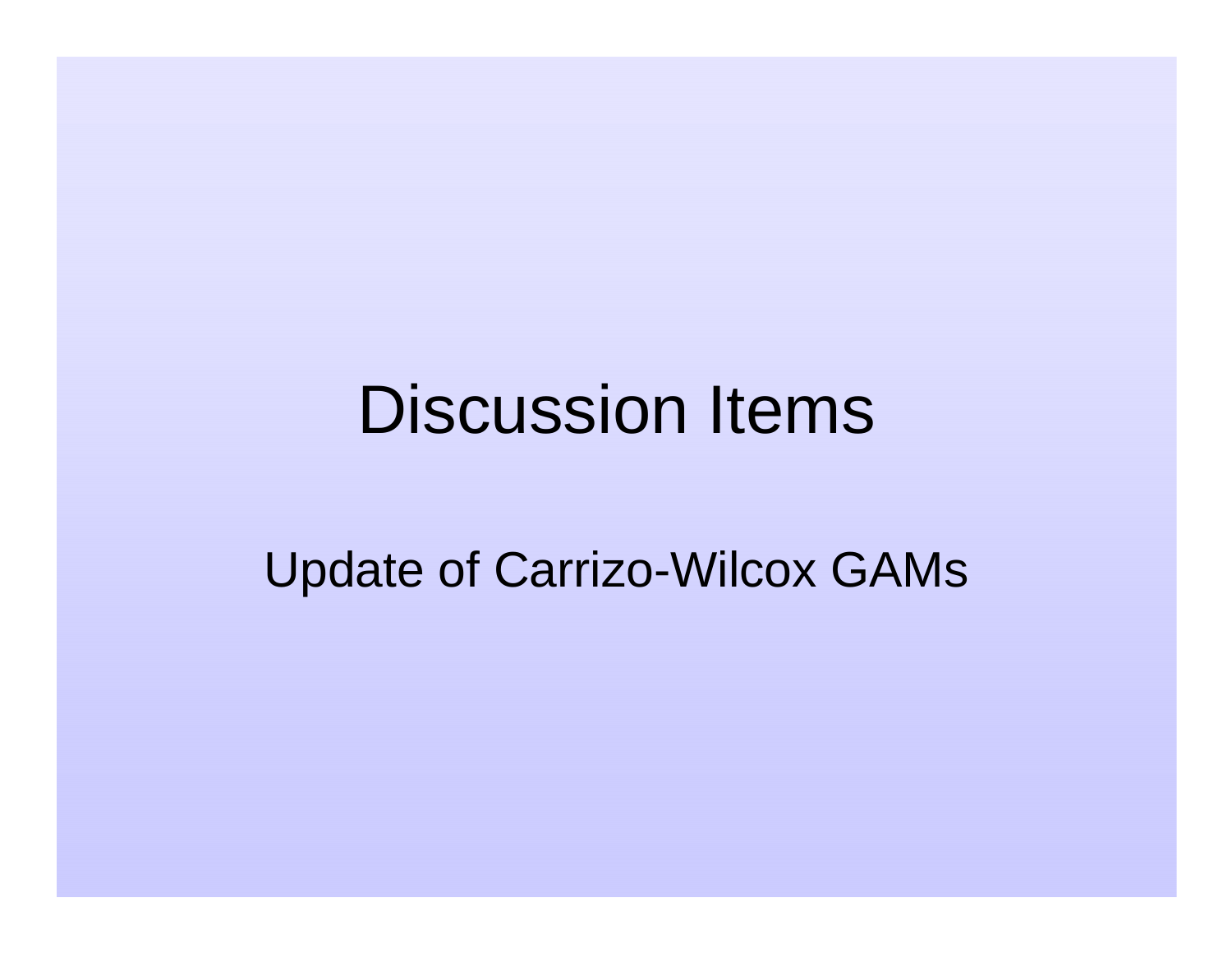# Discussion Items

Update of Carrizo-Wilcox GAMs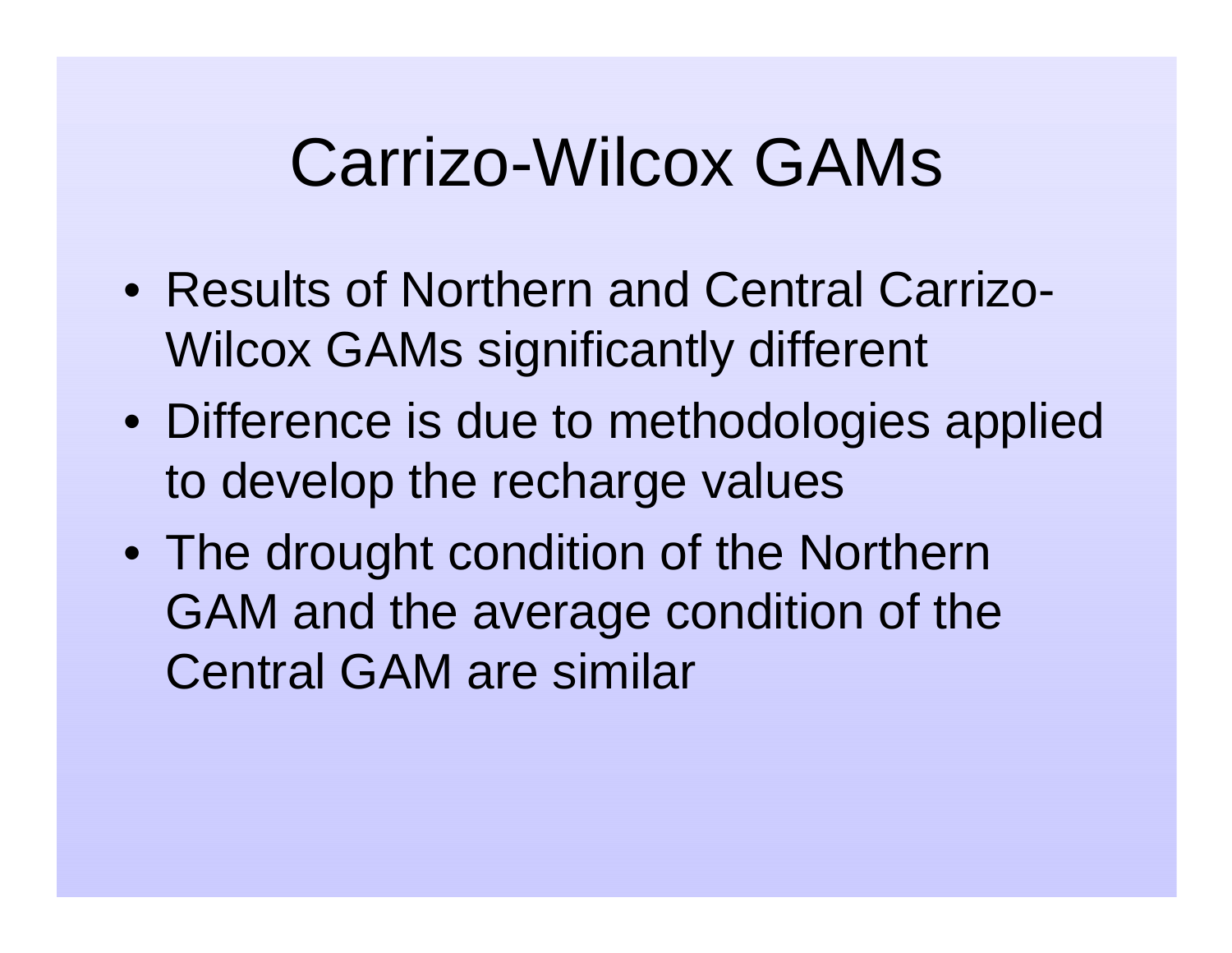# Carrizo-Wilcox GAMs

- Results of Northern and Central Carrizo-Wilcox GAMs significantly different
- Difference is due to methodologies applied to develop the recharge values
- The drought condition of the Northern GAM and the average condition of the Central GAM are similar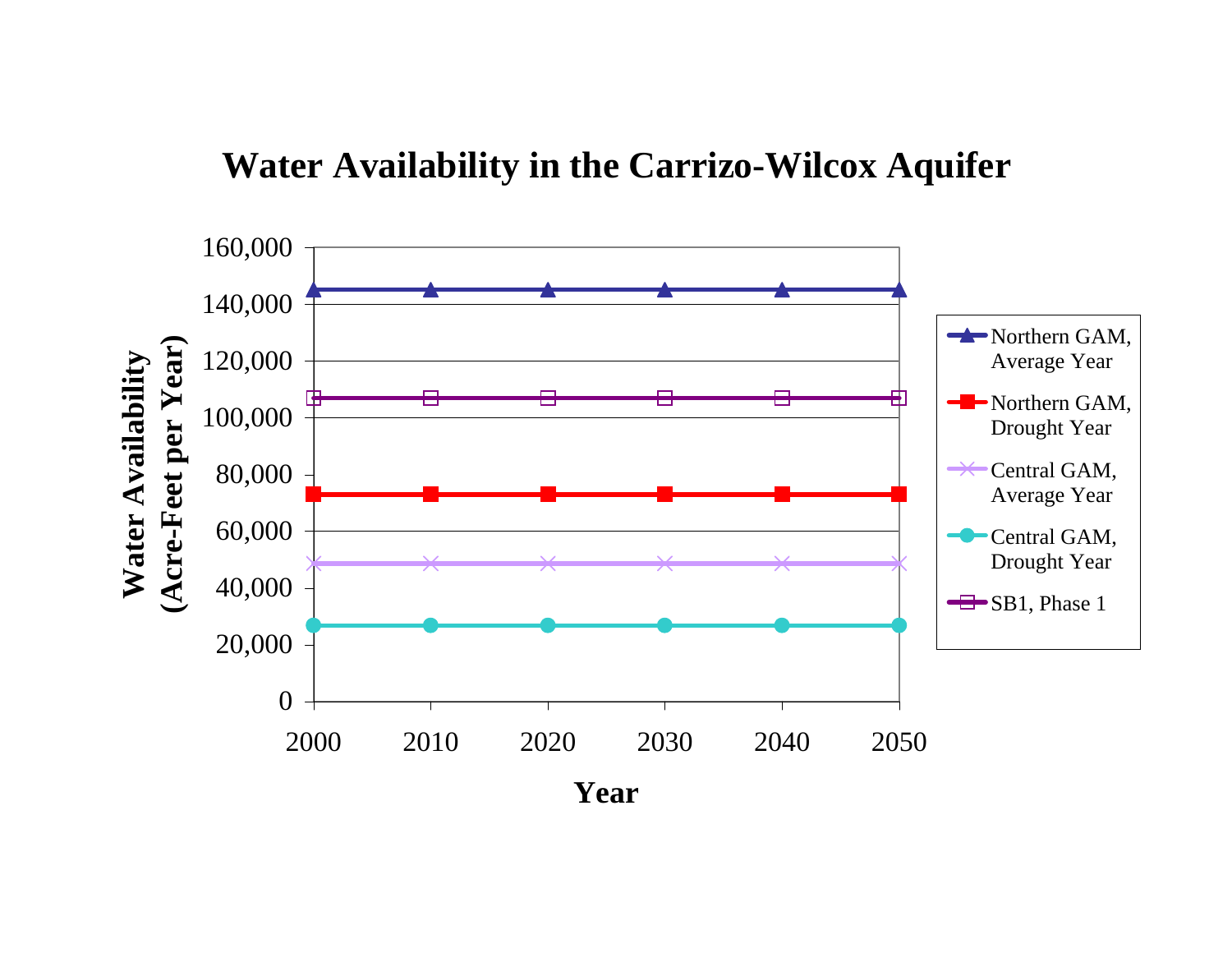# Water Availability in the Carrizo-Wilcox Aquifer

| Year | Northern GAM, Average Year | Northern GAM, Drought Year | Central GAM, Average Year | Central GAM, Drought Year | SB1, Phase 1 |
|---|---|---|---|---|---|
| 2000 | ~145,000 | ~73,000 | ~48,500 | ~26,700 | ~107,000 |
| 2010 | ~145,000 | ~73,000 | ~48,500 | ~26,700 | ~107,000 |
| 2020 | ~145,000 | ~73,000 | ~48,500 | ~26,700 | ~107,000 |
| 2030 | ~145,000 | ~73,000 | ~48,500 | ~26,700 | ~107,000 |
| 2040 | ~145,000 | ~73,000 | ~48,500 | ~26,700 | ~107,000 |
| 2050 | ~145,000 | ~73,000 | ~48,500 | ~26,700 | ~107,000 |

Y-axis: Water Availability (Acre-Feet per Year), 0 to 160,000

X-axis: Year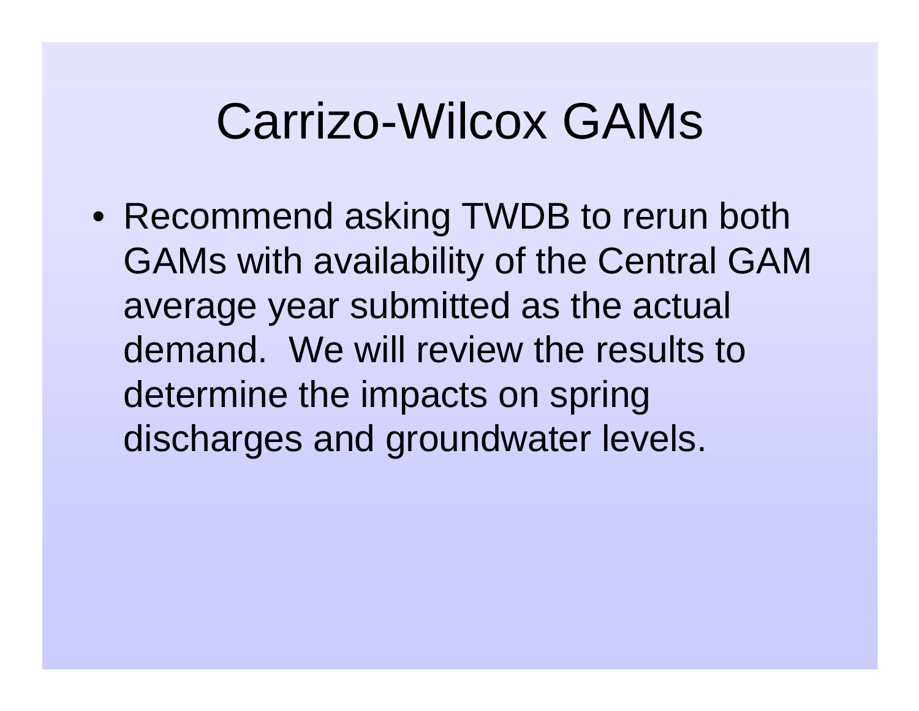# Carrizo-Wilcox GAMs

- Recommend asking TWDB to rerun both GAMs with availability of the Central GAM average year submitted as the actual demand. We will review the results to determine the impacts on spring discharges and groundwater levels.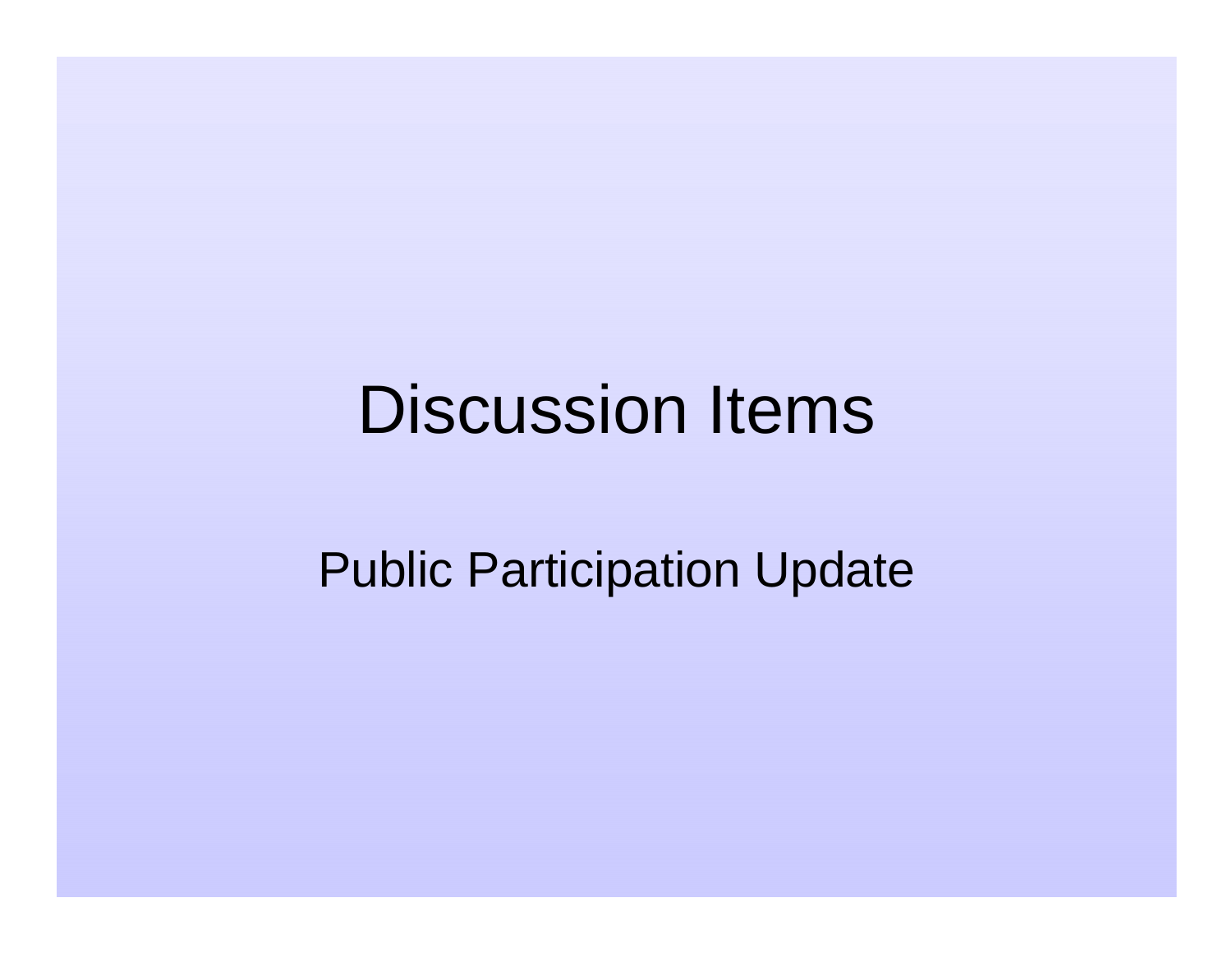# Discussion Items

Public Participation Update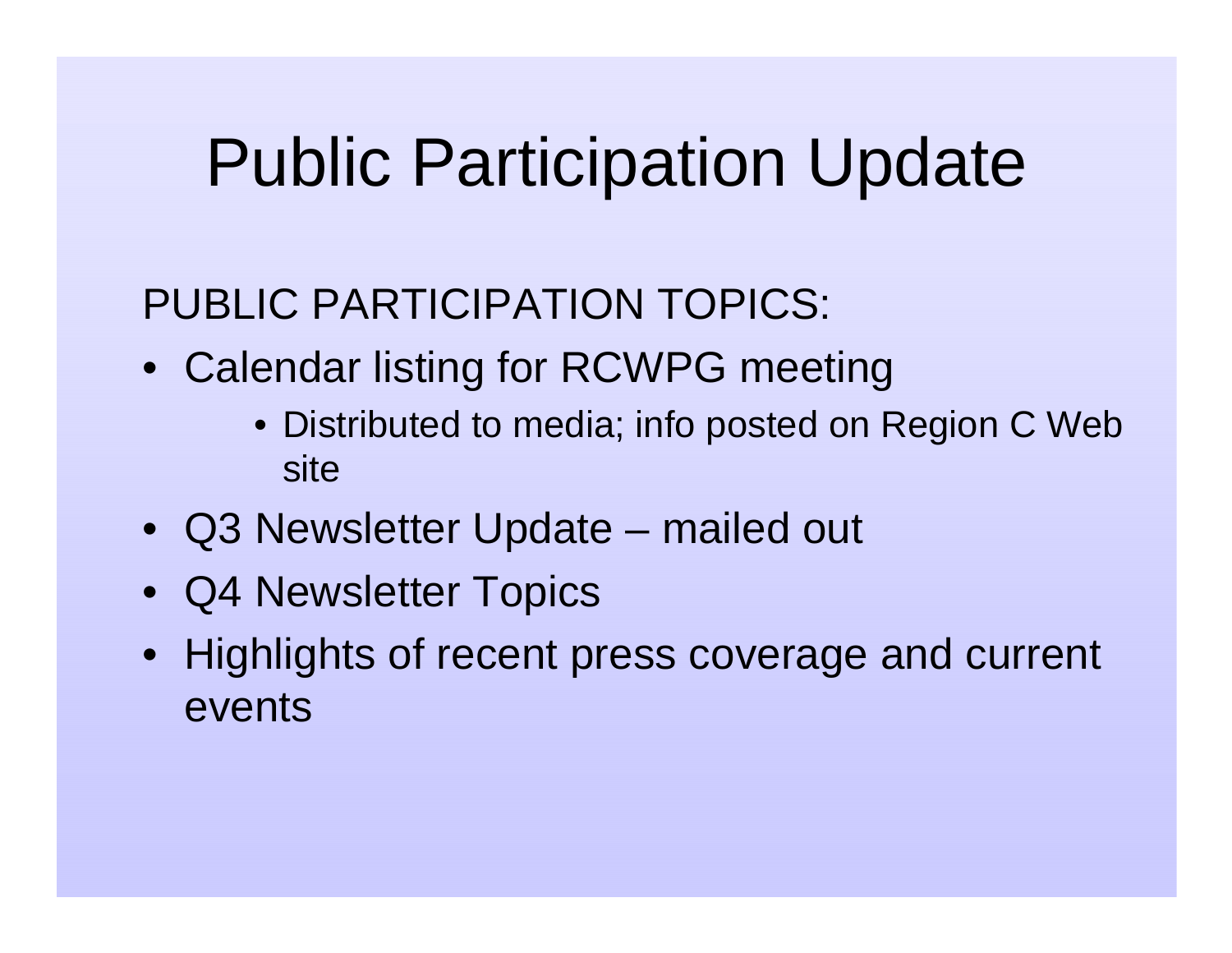# Public Participation Update

PUBLIC PARTICIPATION TOPICS:

- Calendar listing for RCWPG meeting
  - Distributed to media; info posted on Region C Web site
- Q3 Newsletter Update – mailed out
- Q4 Newsletter Topics
- Highlights of recent press coverage and current events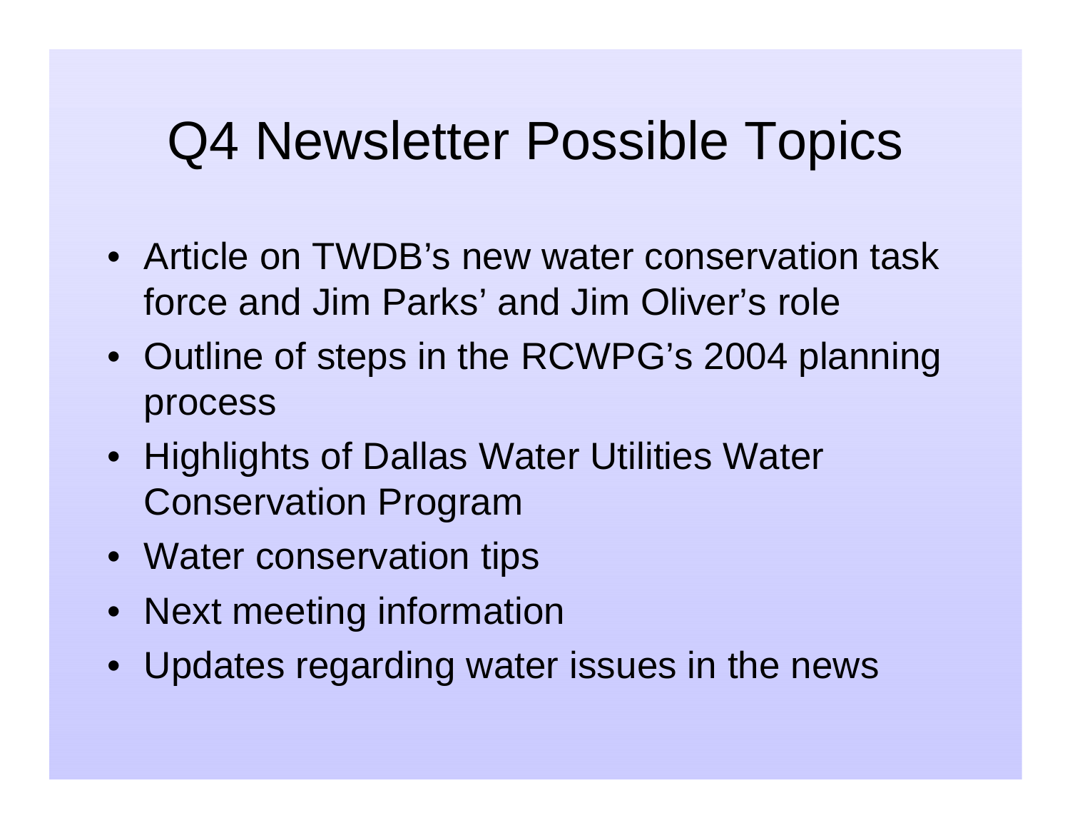# Q4 Newsletter Possible Topics

- Article on TWDB's new water conservation task force and Jim Parks' and Jim Oliver's role
- Outline of steps in the RCWPG's 2004 planning process
- Highlights of Dallas Water Utilities Water Conservation Program
- Water conservation tips
- Next meeting information
- Updates regarding water issues in the news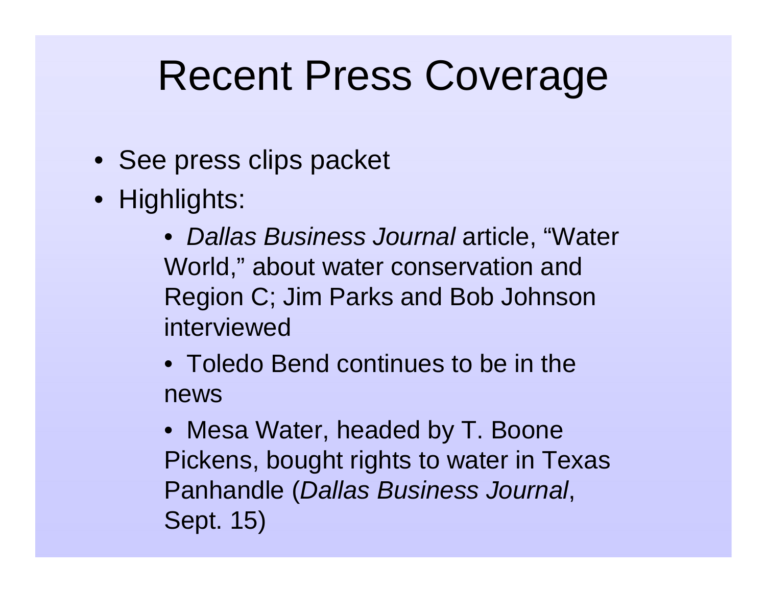# Recent Press Coverage

- See press clips packet
- Highlights:
  - *Dallas Business Journal* article, “Water World,” about water conservation and Region C; Jim Parks and Bob Johnson interviewed
  - Toledo Bend continues to be in the news
  - Mesa Water, headed by T. Boone Pickens, bought rights to water in Texas Panhandle (*Dallas Business Journal*, Sept. 15)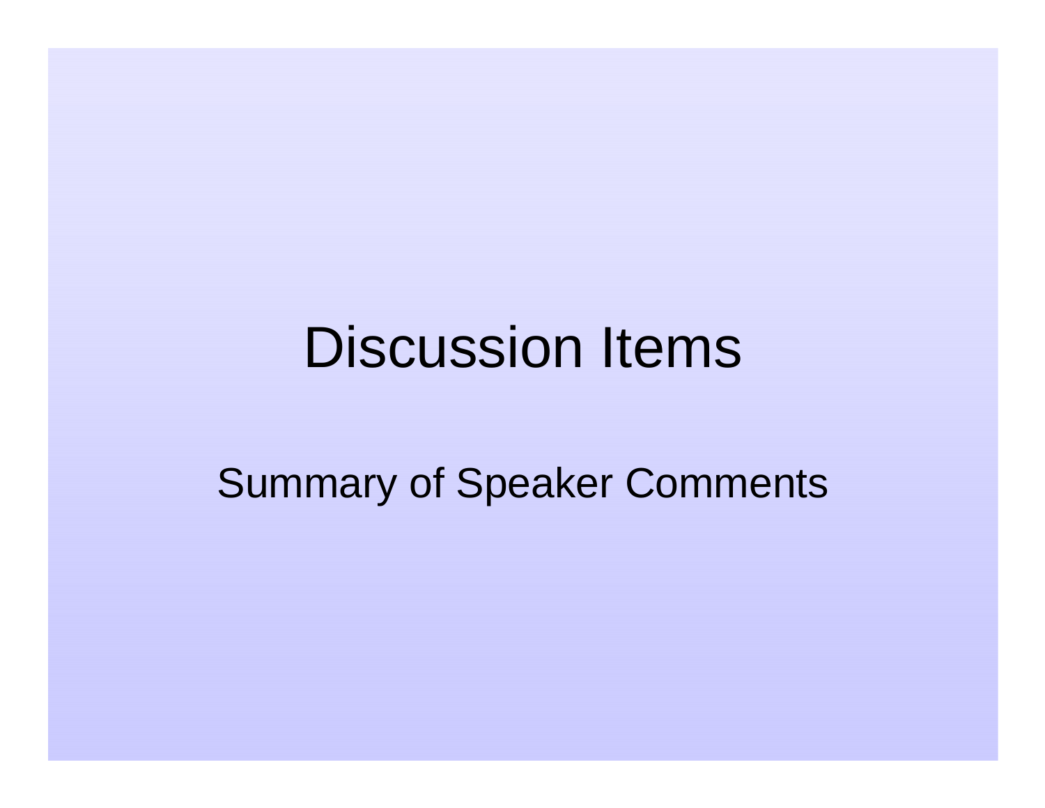# Discussion Items

Summary of Speaker Comments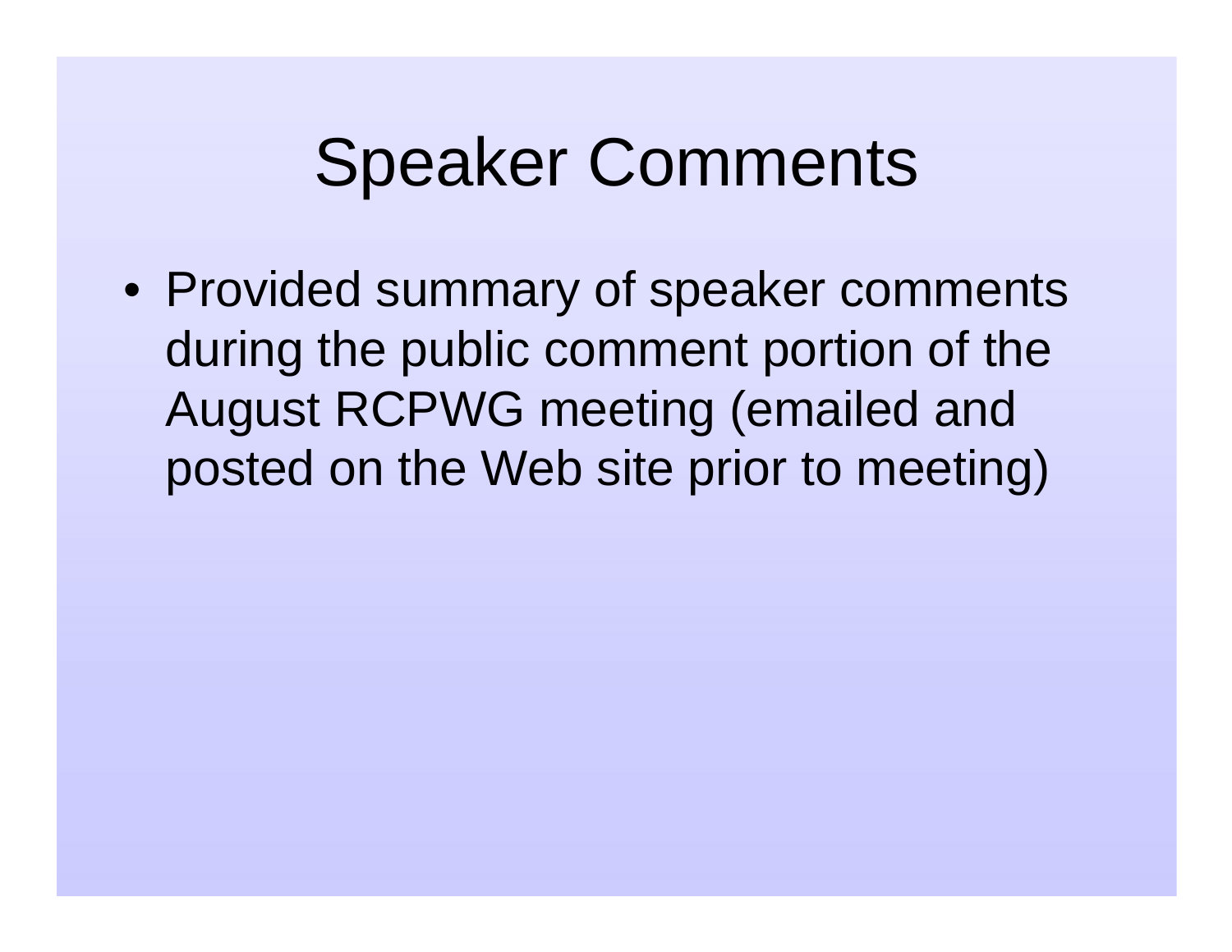# Speaker Comments

- Provided summary of speaker comments during the public comment portion of the August RCPWG meeting (emailed and posted on the Web site prior to meeting)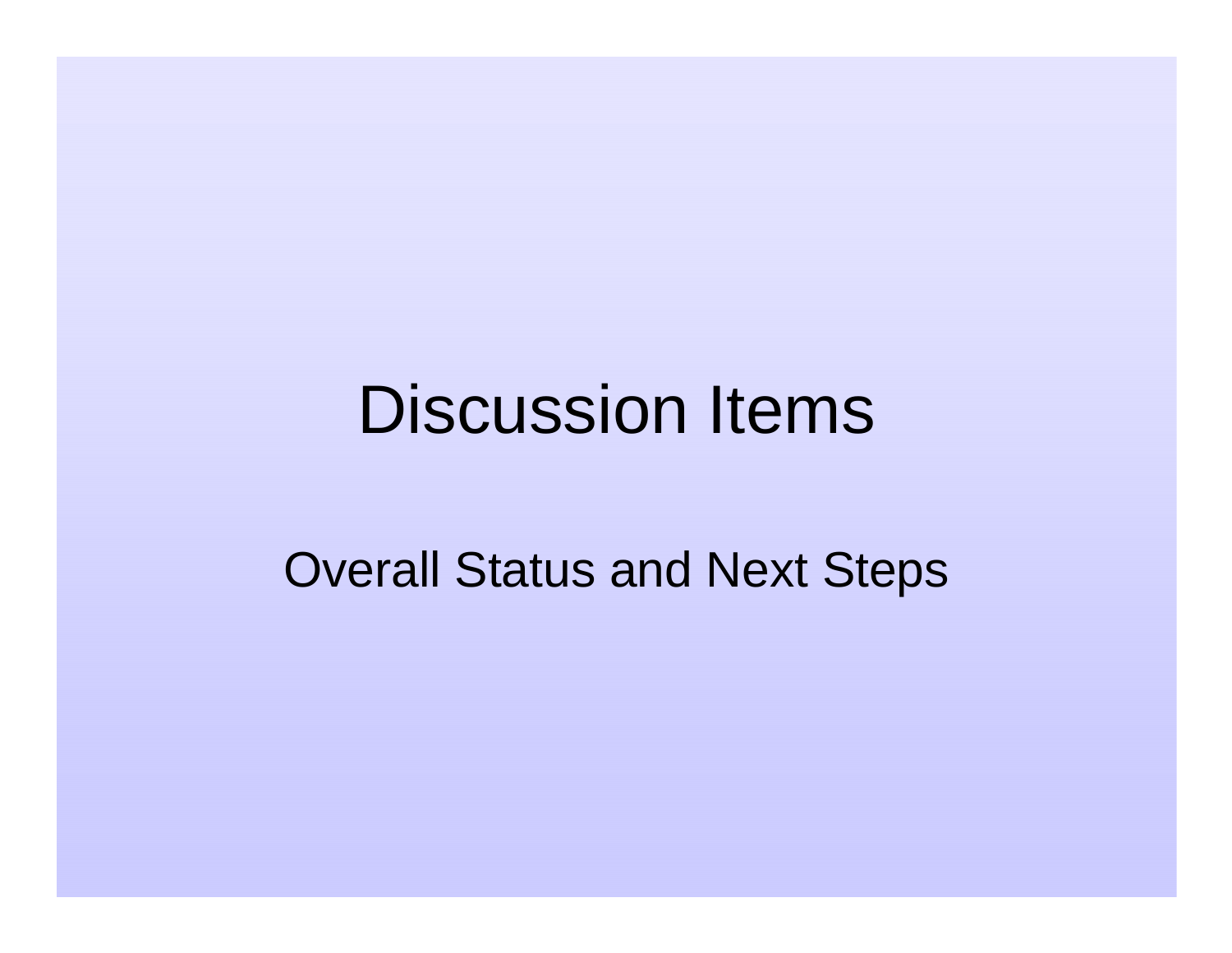# Discussion Items

Overall Status and Next Steps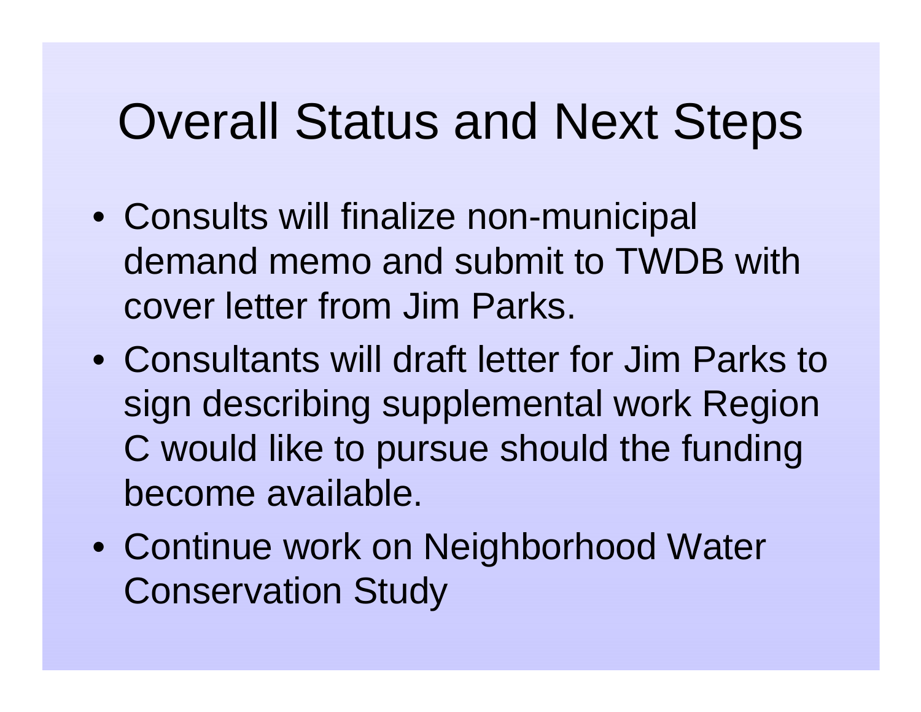# Overall Status and Next Steps

- Consults will finalize non-municipal demand memo and submit to TWDB with cover letter from Jim Parks.
- Consultants will draft letter for Jim Parks to sign describing supplemental work Region C would like to pursue should the funding become available.
- Continue work on Neighborhood Water Conservation Study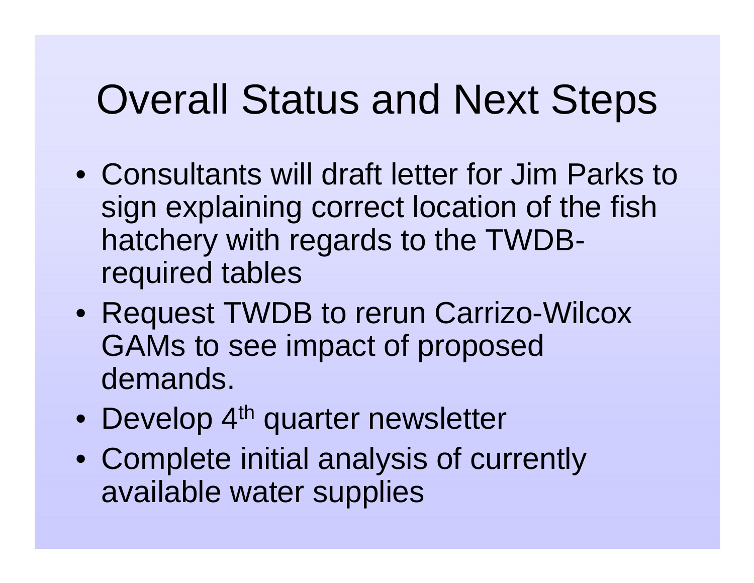# Overall Status and Next Steps

- Consultants will draft letter for Jim Parks to sign explaining correct location of the fish hatchery with regards to the TWDB-required tables
- Request TWDB to rerun Carrizo-Wilcox GAMs to see impact of proposed demands.
- Develop 4th quarter newsletter
- Complete initial analysis of currently available water supplies